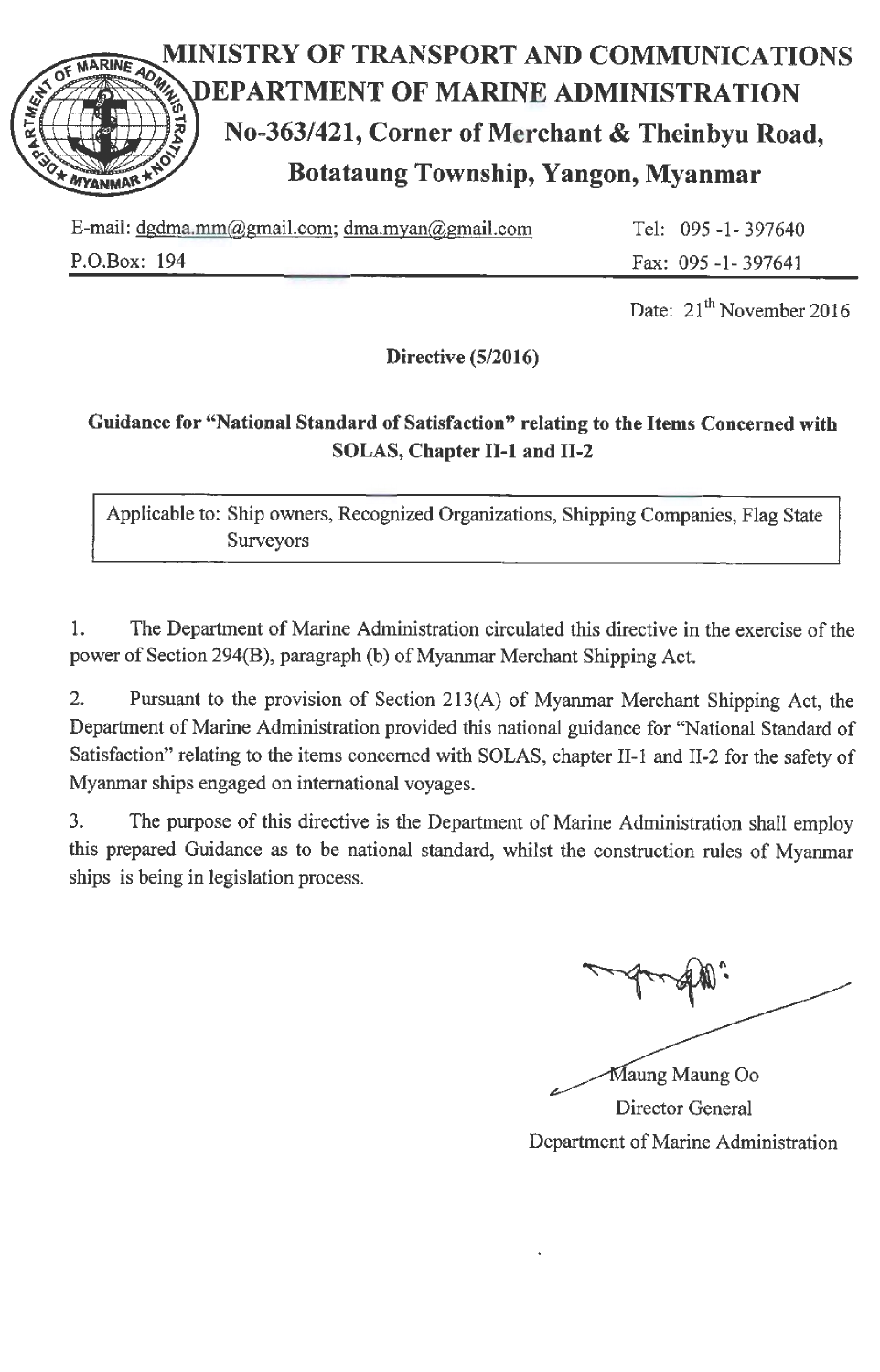# MINISTRY OF TRANSPORT AND COMMUNICATIONS
## DEPARTMENT OF MARINE ADMINISTRATION
### No-363/421, Corner of Merchant & Theinbyu Road, Botataung Township, Yangon, Myanmar

E-mail: dgdma.mm@gmail.com; dma.myan@gmail.com    Tel: 095 -1- 397640

P.O.Box: 194    Fax: 095 -1- 397641

Date: 21th November 2016

**Directive (5/2016)**

**Guidance for "National Standard of Satisfaction" relating to the Items Concerned with SOLAS, Chapter II-1 and II-2**

| Applicable to: Ship owners, Recognized Organizations, Shipping Companies, Flag State Surveyors |
|---|

1. The Department of Marine Administration circulated this directive in the exercise of the power of Section 294(B), paragraph (b) of Myanmar Merchant Shipping Act.

2. Pursuant to the provision of Section 213(A) of Myanmar Merchant Shipping Act, the Department of Marine Administration provided this national guidance for "National Standard of Satisfaction" relating to the items concerned with SOLAS, chapter II-1 and II-2 for the safety of Myanmar ships engaged on international voyages.

3. The purpose of this directive is the Department of Marine Administration shall employ this prepared Guidance as to be national standard, whilst the construction rules of Myanmar ships is being in legislation process.

Maung Maung Oo

Director General

Department of Marine Administration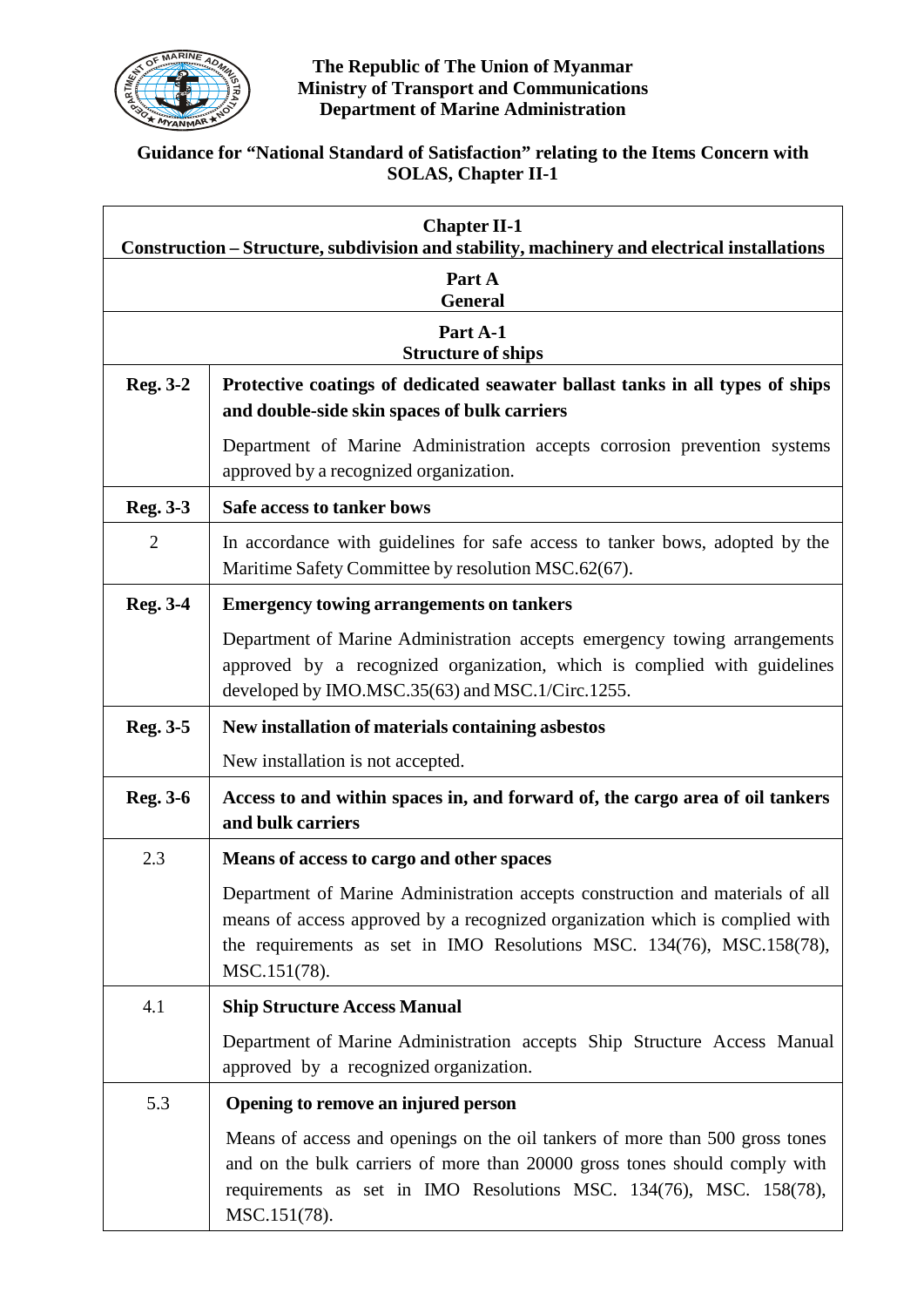**The Republic of The Union of Myanmar**
**Ministry of Transport and Communications**
**Department of Marine Administration**

## Guidance for "National Standard of Satisfaction" relating to the Items Concern with SOLAS, Chapter II-1

| **Chapter II-1**<br>**Construction – Structure, subdivision and stability, machinery and electrical installations** | |
|---|---|
| **Part A**<br>**General** | |
| **Part A-1**<br>**Structure of ships** | |
| **Reg. 3-2** | **Protective coatings of dedicated seawater ballast tanks in all types of ships and double-side skin spaces of bulk carriers**<br><br>Department of Marine Administration accepts corrosion prevention systems approved by a recognized organization. |
| **Reg. 3-3** | **Safe access to tanker bows** |
| 2 | In accordance with guidelines for safe access to tanker bows, adopted by the Maritime Safety Committee by resolution MSC.62(67). |
| **Reg. 3-4** | **Emergency towing arrangements on tankers**<br><br>Department of Marine Administration accepts emergency towing arrangements approved by a recognized organization, which is complied with guidelines developed by IMO.MSC.35(63) and MSC.1/Circ.1255. |
| **Reg. 3-5** | **New installation of materials containing asbestos**<br><br>New installation is not accepted. |
| **Reg. 3-6** | **Access to and within spaces in, and forward of, the cargo area of oil tankers and bulk carriers** |
| 2.3 | **Means of access to cargo and other spaces**<br><br>Department of Marine Administration accepts construction and materials of all means of access approved by a recognized organization which is complied with the requirements as set in IMO Resolutions MSC. 134(76), MSC.158(78), MSC.151(78). |
| 4.1 | **Ship Structure Access Manual**<br><br>Department of Marine Administration accepts Ship Structure Access Manual approved by a recognized organization. |
| 5.3 | **Opening to remove an injured person**<br><br>Means of access and openings on the oil tankers of more than 500 gross tones and on the bulk carriers of more than 20000 gross tones should comply with requirements as set in IMO Resolutions MSC. 134(76), MSC. 158(78), MSC.151(78). |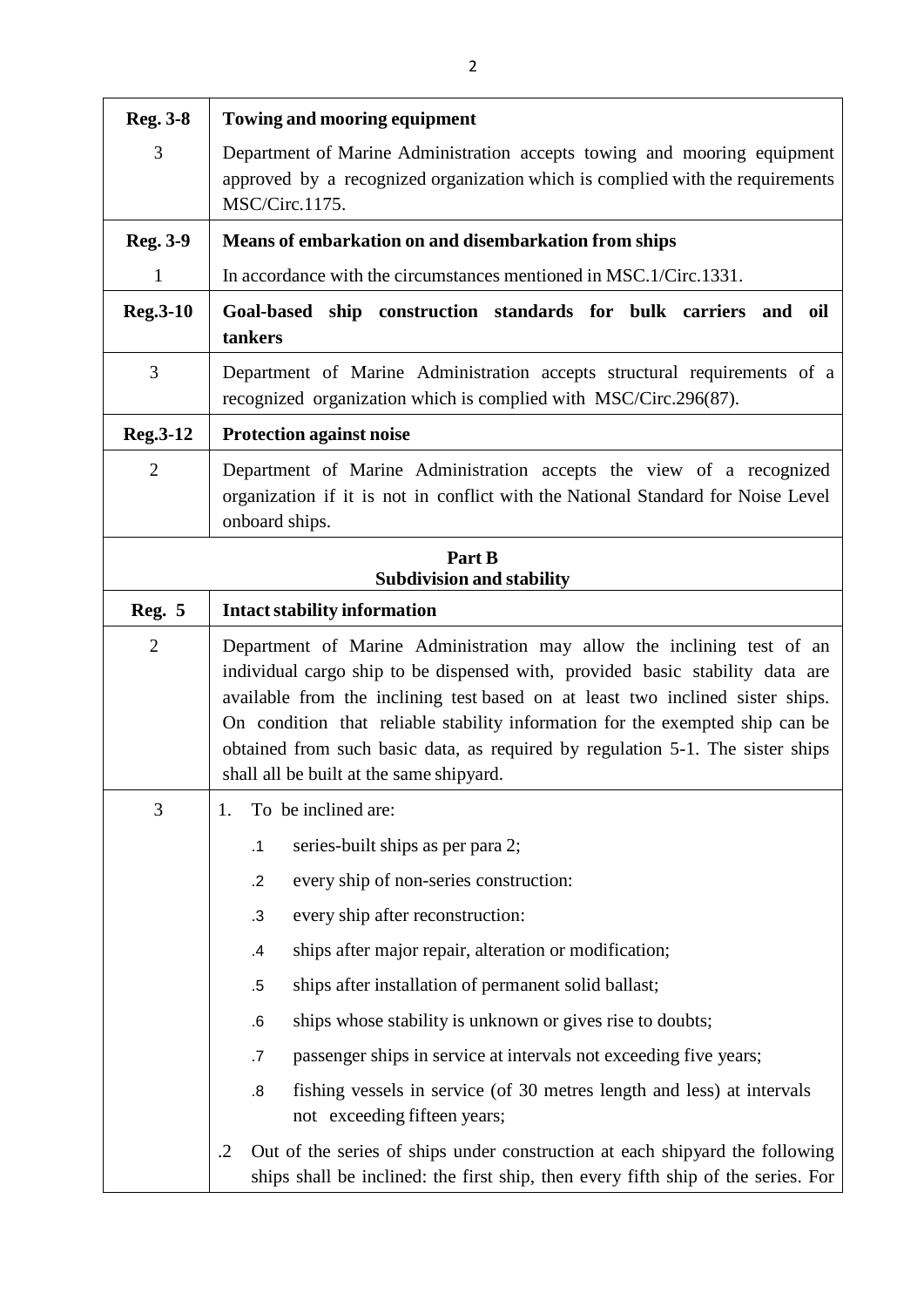| Reg. 3-8 | Towing and mooring equipment |
|---|---|
| 3 | Department of Marine Administration accepts towing and mooring equipment approved by a recognized organization which is complied with the requirements MSC/Circ.1175. |
| **Reg. 3-9** | **Means of embarkation on and disembarkation from ships** |
| 1 | In accordance with the circumstances mentioned in MSC.1/Circ.1331. |
| **Reg.3-10** | **Goal-based ship construction standards for bulk carriers and oil tankers** |
| 3 | Department of Marine Administration accepts structural requirements of a recognized organization which is complied with MSC/Circ.296(87). |
| **Reg.3-12** | **Protection against noise** |
| 2 | Department of Marine Administration accepts the view of a recognized organization if it is not in conflict with the National Standard for Noise Level onboard ships. |
| **Part B Subdivision and stability** | |
| **Reg. 5** | **Intact stability information** |
| 2 | Department of Marine Administration may allow the inclining test of an individual cargo ship to be dispensed with, provided basic stability data are available from the inclining test based on at least two inclined sister ships. On condition that reliable stability information for the exempted ship can be obtained from such basic data, as required by regulation 5-1. The sister ships shall all be built at the same shipyard. |
| 3 | 1. To be inclined are:<br>.1 series-built ships as per para 2;<br>.2 every ship of non-series construction:<br>.3 every ship after reconstruction:<br>.4 ships after major repair, alteration or modification;<br>.5 ships after installation of permanent solid ballast;<br>.6 ships whose stability is unknown or gives rise to doubts;<br>.7 passenger ships in service at intervals not exceeding five years;<br>.8 fishing vessels in service (of 30 metres length and less) at intervals not exceeding fifteen years;<br>.2 Out of the series of ships under construction at each shipyard the following ships shall be inclined: the first ship, then every fifth ship of the series. For |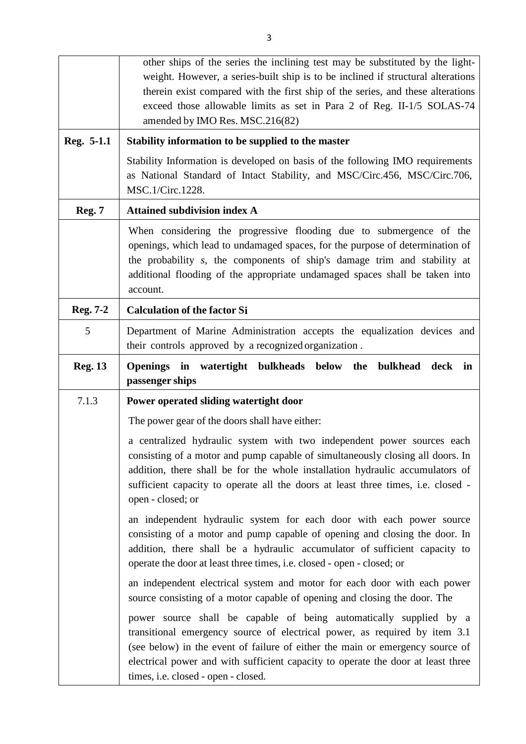|  |  |
|---|---|
|  | other ships of the series the inclining test may be substituted by the light-weight. However, a series-built ship is to be inclined if structural alterations therein exist compared with the first ship of the series, and these alterations exceed those allowable limits as set in Para 2 of Reg. II-1/5 SOLAS-74 amended by IMO Res. MSC.216(82) |
| **Reg. 5-1.1** | **Stability information to be supplied to the master**<br><br>Stability Information is developed on basis of the following IMO requirements as National Standard of Intact Stability, and MSC/Circ.456, MSC/Circ.706, MSC.1/Circ.1228. |
| **Reg. 7** | **Attained subdivision index A** |
|  | When considering the progressive flooding due to submergence of the openings, which lead to undamaged spaces, for the purpose of determination of the probability *s*, the components of ship's damage trim and stability at additional flooding of the appropriate undamaged spaces shall be taken into account. |
| **Reg. 7-2** | **Calculation of the factor Si** |
| 5 | Department of Marine Administration accepts the equalization devices and their controls approved by a recognized organization . |
| **Reg. 13** | **Openings in watertight bulkheads below the bulkhead deck in passenger ships** |
| 7.1.3 | **Power operated sliding watertight door**<br><br>The power gear of the doors shall have either:<br><br>a centralized hydraulic system with two independent power sources each consisting of a motor and pump capable of simultaneously closing all doors. In addition, there shall be for the whole installation hydraulic accumulators of sufficient capacity to operate all the doors at least three times, i.e. closed - open - closed; or<br><br>an independent hydraulic system for each door with each power source consisting of a motor and pump capable of opening and closing the door. In addition, there shall be a hydraulic accumulator of sufficient capacity to operate the door at least three times, i.e. closed - open - closed; or<br><br>an independent electrical system and motor for each door with each power source consisting of a motor capable of opening and closing the door. The<br><br>power source shall be capable of being automatically supplied by a transitional emergency source of electrical power, as required by item 3.1 (see below) in the event of failure of either the main or emergency source of electrical power and with sufficient capacity to operate the door at least three times, i.e. closed - open - closed. |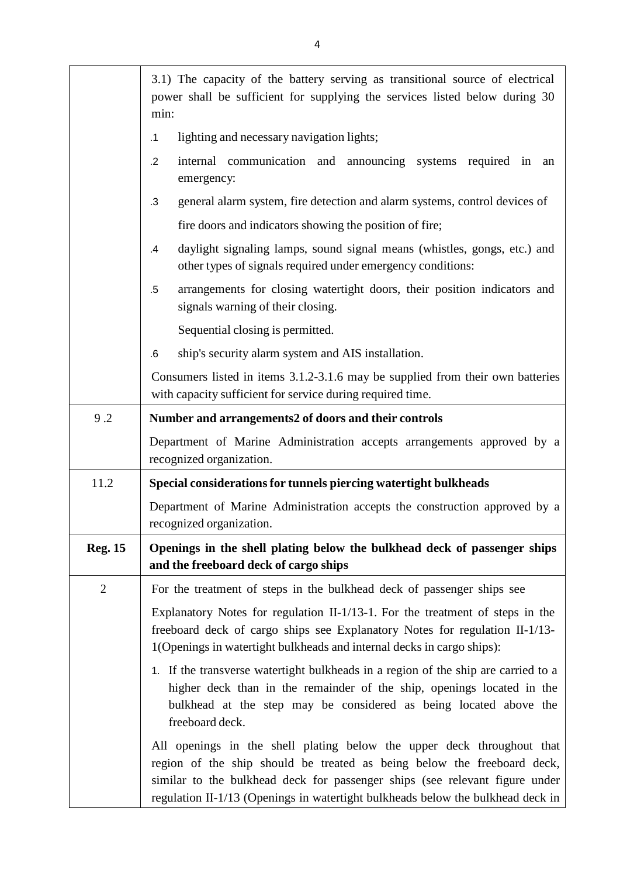| | |
|---|---|
| | 3.1) The capacity of the battery serving as transitional source of electrical power shall be sufficient for supplying the services listed below during 30 min:<br><br>.1 lighting and necessary navigation lights;<br><br>.2 internal communication and announcing systems required in an emergency:<br><br>.3 general alarm system, fire detection and alarm systems, control devices of fire doors and indicators showing the position of fire;<br><br>.4 daylight signaling lamps, sound signal means (whistles, gongs, etc.) and other types of signals required under emergency conditions:<br><br>.5 arrangements for closing watertight doors, their position indicators and signals warning of their closing.<br><br>Sequential closing is permitted.<br><br>.6 ship's security alarm system and AIS installation.<br><br>Consumers listed in items 3.1.2-3.1.6 may be supplied from their own batteries with capacity sufficient for service during required time. |
| 9 .2 | **Number and arrangements2 of doors and their controls**<br><br>Department of Marine Administration accepts arrangements approved by a recognized organization. |
| 11.2 | **Special considerations for tunnels piercing watertight bulkheads**<br><br>Department of Marine Administration accepts the construction approved by a recognized organization. |
| **Reg. 15** | **Openings in the shell plating below the bulkhead deck of passenger ships and the freeboard deck of cargo ships** |
| 2 | For the treatment of steps in the bulkhead deck of passenger ships see<br><br>Explanatory Notes for regulation II-1/13-1. For the treatment of steps in the freeboard deck of cargo ships see Explanatory Notes for regulation II-1/13-1(Openings in watertight bulkheads and internal decks in cargo ships):<br><br>1. If the transverse watertight bulkheads in a region of the ship are carried to a higher deck than in the remainder of the ship, openings located in the bulkhead at the step may be considered as being located above the freeboard deck.<br><br>All openings in the shell plating below the upper deck throughout that region of the ship should be treated as being below the freeboard deck, similar to the bulkhead deck for passenger ships (see relevant figure under regulation II-1/13 (Openings in watertight bulkheads below the bulkhead deck in |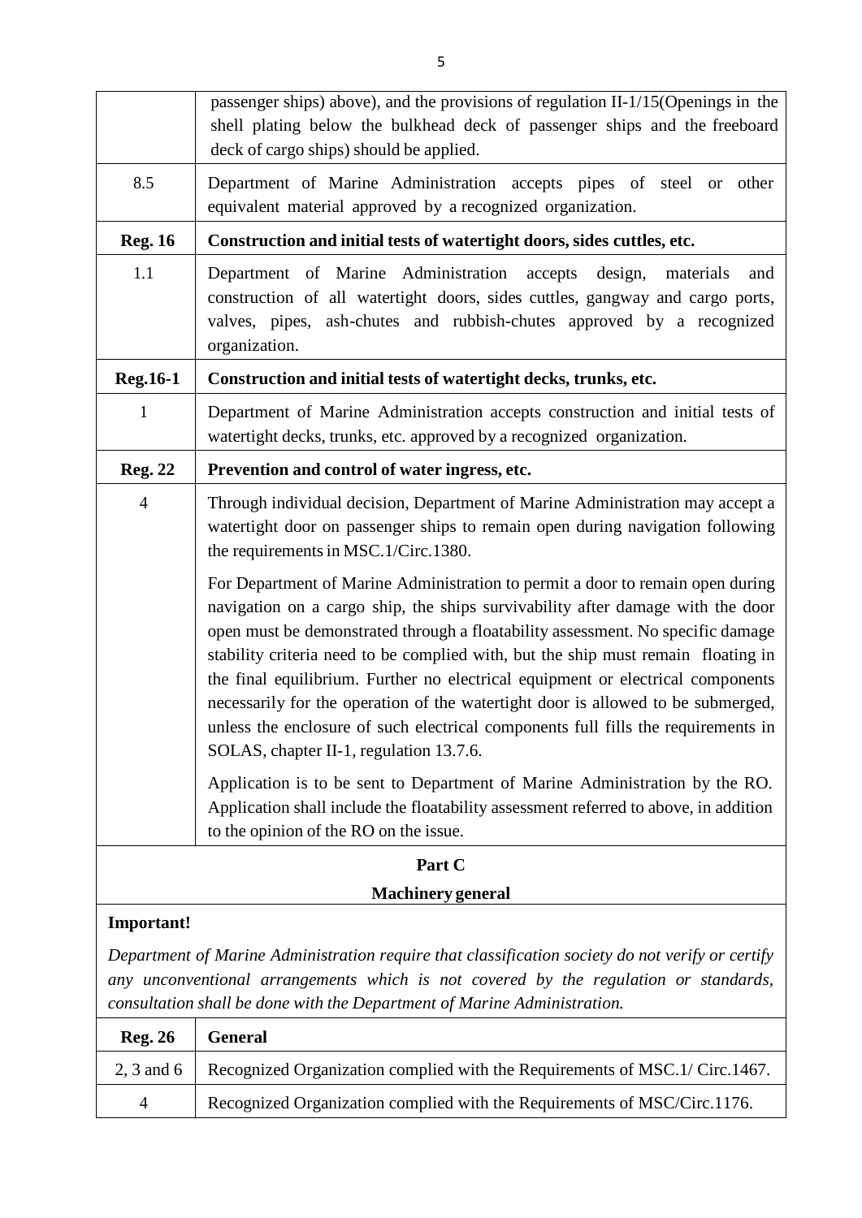| | |
|---|---|
| | passenger ships) above), and the provisions of regulation II-1/15(Openings in the shell plating below the bulkhead deck of passenger ships and the freeboard deck of cargo ships) should be applied. |
| 8.5 | Department of Marine Administration accepts pipes of steel or other equivalent material approved by a recognized organization. |
| **Reg. 16** | **Construction and initial tests of watertight doors, sides cuttles, etc.** |
| 1.1 | Department of Marine Administration accepts design, materials and construction of all watertight doors, sides cuttles, gangway and cargo ports, valves, pipes, ash-chutes and rubbish-chutes approved by a recognized organization. |
| **Reg.16-1** | **Construction and initial tests of watertight decks, trunks, etc.** |
| 1 | Department of Marine Administration accepts construction and initial tests of watertight decks, trunks, etc. approved by a recognized organization. |
| **Reg. 22** | **Prevention and control of water ingress, etc.** |
| 4 | Through individual decision, Department of Marine Administration may accept a watertight door on passenger ships to remain open during navigation following the requirements in MSC.1/Circ.1380.<br><br>For Department of Marine Administration to permit a door to remain open during navigation on a cargo ship, the ships survivability after damage with the door open must be demonstrated through a floatability assessment. No specific damage stability criteria need to be complied with, but the ship must remain floating in the final equilibrium. Further no electrical equipment or electrical components necessarily for the operation of the watertight door is allowed to be submerged, unless the enclosure of such electrical components full fills the requirements in SOLAS, chapter II-1, regulation 13.7.6.<br><br>Application is to be sent to Department of Marine Administration by the RO. Application shall include the floatability assessment referred to above, in addition to the opinion of the RO on the issue. |

## Part C

## Machinery general

**Important!**

*Department of Marine Administration require that classification society do not verify or certify any unconventional arrangements which is not covered by the regulation or standards, consultation shall be done with the Department of Marine Administration.*

| **Reg. 26** | **General** |
|---|---|
| 2, 3 and 6 | Recognized Organization complied with the Requirements of MSC.1/ Circ.1467. |
| 4 | Recognized Organization complied with the Requirements of MSC/Circ.1176. |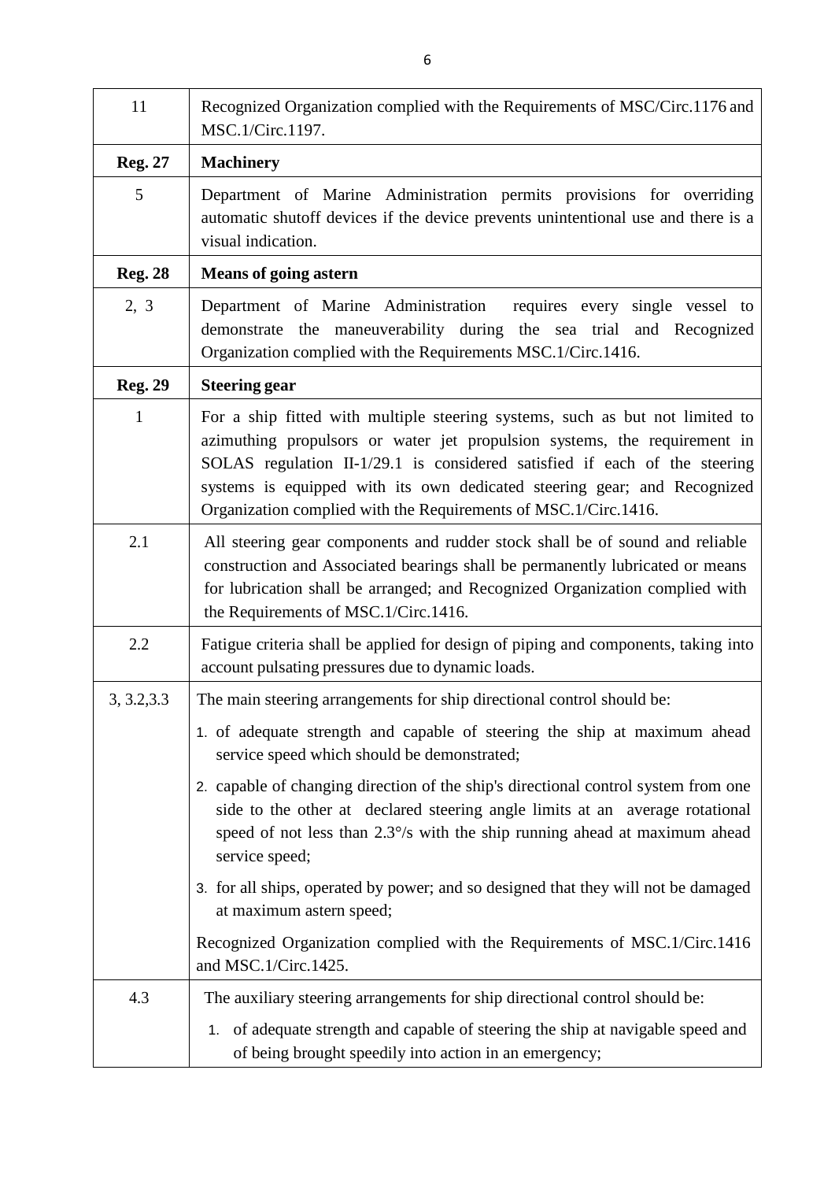| | |
|---|---|
| 11 | Recognized Organization complied with the Requirements of MSC/Circ.1176 and MSC.1/Circ.1197. |
| **Reg. 27** | **Machinery** |
| 5 | Department of Marine Administration permits provisions for overriding automatic shutoff devices if the device prevents unintentional use and there is a visual indication. |
| **Reg. 28** | **Means of going astern** |
| 2, 3 | Department of Marine Administration requires every single vessel to demonstrate the maneuverability during the sea trial and Recognized Organization complied with the Requirements MSC.1/Circ.1416. |
| **Reg. 29** | **Steering gear** |
| 1 | For a ship fitted with multiple steering systems, such as but not limited to azimuthing propulsors or water jet propulsion systems, the requirement in SOLAS regulation II-1/29.1 is considered satisfied if each of the steering systems is equipped with its own dedicated steering gear; and Recognized Organization complied with the Requirements of MSC.1/Circ.1416. |
| 2.1 | All steering gear components and rudder stock shall be of sound and reliable construction and Associated bearings shall be permanently lubricated or means for lubrication shall be arranged; and Recognized Organization complied with the Requirements of MSC.1/Circ.1416. |
| 2.2 | Fatigue criteria shall be applied for design of piping and components, taking into account pulsating pressures due to dynamic loads. |
| 3, 3.2,3.3 | The main steering arrangements for ship directional control should be:<br>1. of adequate strength and capable of steering the ship at maximum ahead service speed which should be demonstrated;<br>2. capable of changing direction of the ship's directional control system from one side to the other at declared steering angle limits at an average rotational speed of not less than 2.3°/s with the ship running ahead at maximum ahead service speed;<br>3. for all ships, operated by power; and so designed that they will not be damaged at maximum astern speed;<br>Recognized Organization complied with the Requirements of MSC.1/Circ.1416 and MSC.1/Circ.1425. |
| 4.3 | The auxiliary steering arrangements for ship directional control should be:<br>1. of adequate strength and capable of steering the ship at navigable speed and of being brought speedily into action in an emergency; |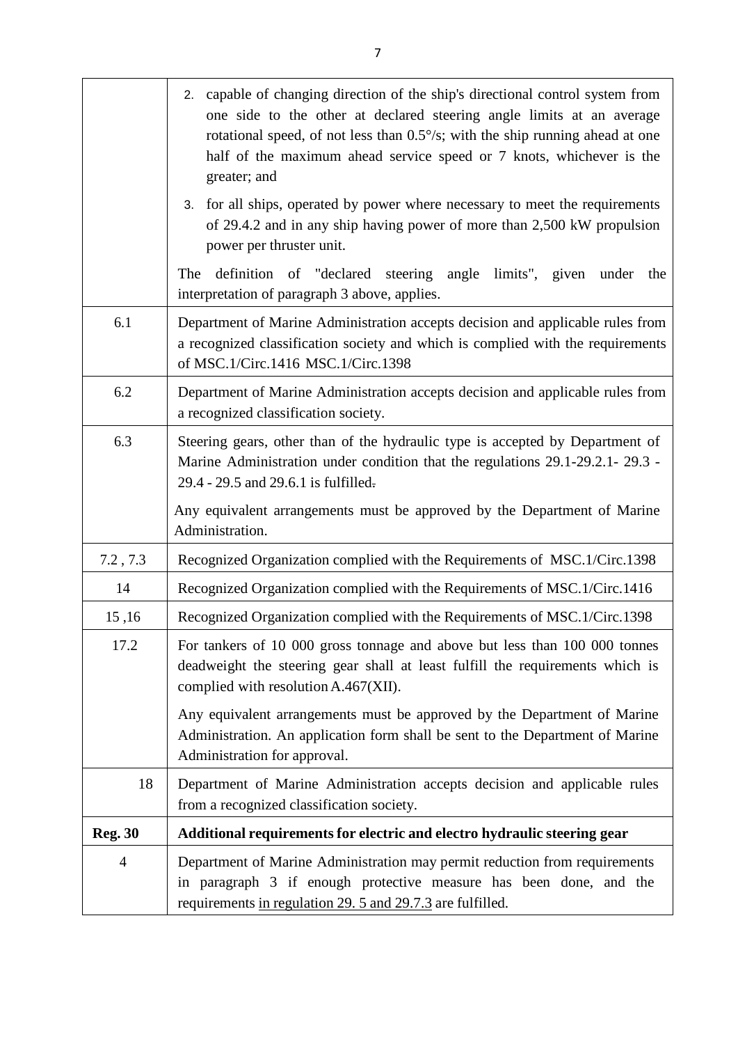| | |
|---|---|
| | 2. capable of changing direction of the ship's directional control system from one side to the other at declared steering angle limits at an average rotational speed, of not less than 0.5°/s; with the ship running ahead at one half of the maximum ahead service speed or 7 knots, whichever is the greater; and<br>3. for all ships, operated by power where necessary to meet the requirements of 29.4.2 and in any ship having power of more than 2,500 kW propulsion power per thruster unit.<br>The definition of "declared steering angle limits", given under the interpretation of paragraph 3 above, applies. |
| 6.1 | Department of Marine Administration accepts decision and applicable rules from a recognized classification society and which is complied with the requirements of MSC.1/Circ.1416 MSC.1/Circ.1398 |
| 6.2 | Department of Marine Administration accepts decision and applicable rules from a recognized classification society. |
| 6.3 | Steering gears, other than of the hydraulic type is accepted by Department of Marine Administration under condition that the regulations 29.1-29.2.1- 29.3 - 29.4 - 29.5 and 29.6.1 is fulfilled.<br>Any equivalent arrangements must be approved by the Department of Marine Administration. |
| 7.2 , 7.3 | Recognized Organization complied with the Requirements of MSC.1/Circ.1398 |
| 14 | Recognized Organization complied with the Requirements of MSC.1/Circ.1416 |
| 15 ,16 | Recognized Organization complied with the Requirements of MSC.1/Circ.1398 |
| 17.2 | For tankers of 10 000 gross tonnage and above but less than 100 000 tonnes deadweight the steering gear shall at least fulfill the requirements which is complied with resolution A.467(XII).<br>Any equivalent arrangements must be approved by the Department of Marine Administration. An application form shall be sent to the Department of Marine Administration for approval. |
| 18 | Department of Marine Administration accepts decision and applicable rules from a recognized classification society. |
| **Reg. 30** | **Additional requirements for electric and electro hydraulic steering gear** |
| 4 | Department of Marine Administration may permit reduction from requirements in paragraph 3 if enough protective measure has been done, and the requirements in regulation 29. 5 and 29.7.3 are fulfilled. |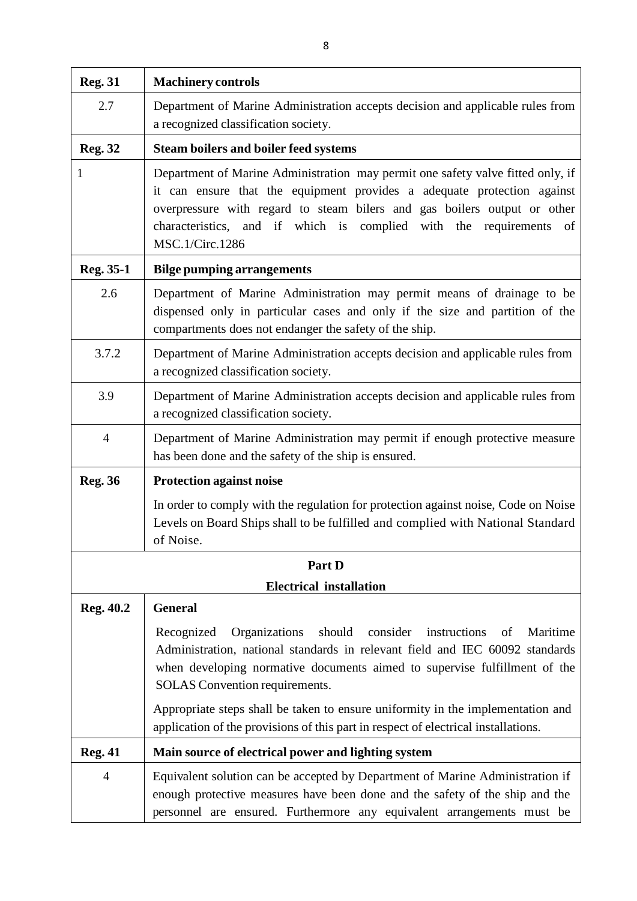| **Reg. 31** | **Machinery controls** |
|---|---|
| 2.7 | Department of Marine Administration accepts decision and applicable rules from a recognized classification society. |
| **Reg. 32** | **Steam boilers and boiler feed systems** |
| 1 | Department of Marine Administration may permit one safety valve fitted only, if it can ensure that the equipment provides a adequate protection against overpressure with regard to steam bilers and gas boilers output or other characteristics, and if which is complied with the requirements of MSC.1/Circ.1286 |
| **Reg. 35-1** | **Bilge pumping arrangements** |
| 2.6 | Department of Marine Administration may permit means of drainage to be dispensed only in particular cases and only if the size and partition of the compartments does not endanger the safety of the ship. |
| 3.7.2 | Department of Marine Administration accepts decision and applicable rules from a recognized classification society. |
| 3.9 | Department of Marine Administration accepts decision and applicable rules from a recognized classification society. |
| 4 | Department of Marine Administration may permit if enough protective measure has been done and the safety of the ship is ensured. |
| **Reg. 36** | **Protection against noise**<br><br>In order to comply with the regulation for protection against noise, Code on Noise Levels on Board Ships shall to be fulfilled and complied with National Standard of Noise. |
| | **Part D**<br>**Electrical installation** |
| **Reg. 40.2** | **General**<br><br>Recognized Organizations should consider instructions of Maritime Administration, national standards in relevant field and IEC 60092 standards when developing normative documents aimed to supervise fulfillment of the SOLAS Convention requirements.<br><br>Appropriate steps shall be taken to ensure uniformity in the implementation and application of the provisions of this part in respect of electrical installations. |
| **Reg. 41** | **Main source of electrical power and lighting system** |
| 4 | Equivalent solution can be accepted by Department of Marine Administration if enough protective measures have been done and the safety of the ship and the personnel are ensured. Furthermore any equivalent arrangements must be |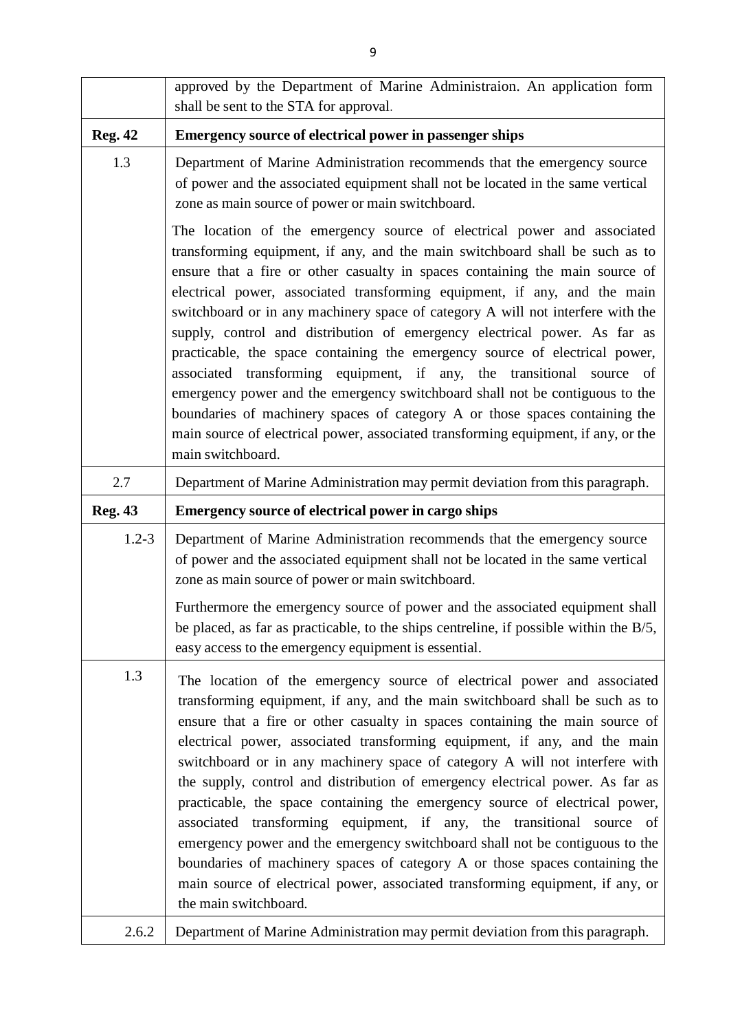|  |  |
| --- | --- |
|  | approved by the Department of Marine Administraion. An application form shall be sent to the STA for approval. |
| **Reg. 42** | **Emergency source of electrical power in passenger ships** |
| 1.3 | Department of Marine Administration recommends that the emergency source of power and the associated equipment shall not be located in the same vertical zone as main source of power or main switchboard.<br><br>The location of the emergency source of electrical power and associated transforming equipment, if any, and the main switchboard shall be such as to ensure that a fire or other casualty in spaces containing the main source of electrical power, associated transforming equipment, if any, and the main switchboard or in any machinery space of category A will not interfere with the supply, control and distribution of emergency electrical power. As far as practicable, the space containing the emergency source of electrical power, associated transforming equipment, if any, the transitional source of emergency power and the emergency switchboard shall not be contiguous to the boundaries of machinery spaces of category A or those spaces containing the main source of electrical power, associated transforming equipment, if any, or the main switchboard. |
| 2.7 | Department of Marine Administration may permit deviation from this paragraph. |
| **Reg. 43** | **Emergency source of electrical power in cargo ships** |
| 1.2-3 | Department of Marine Administration recommends that the emergency source of power and the associated equipment shall not be located in the same vertical zone as main source of power or main switchboard.<br><br>Furthermore the emergency source of power and the associated equipment shall be placed, as far as practicable, to the ships centreline, if possible within the B/5, easy access to the emergency equipment is essential. |
| 1.3 | The location of the emergency source of electrical power and associated transforming equipment, if any, and the main switchboard shall be such as to ensure that a fire or other casualty in spaces containing the main source of electrical power, associated transforming equipment, if any, and the main switchboard or in any machinery space of category A will not interfere with the supply, control and distribution of emergency electrical power. As far as practicable, the space containing the emergency source of electrical power, associated transforming equipment, if any, the transitional source of emergency power and the emergency switchboard shall not be contiguous to the boundaries of machinery spaces of category A or those spaces containing the main source of electrical power, associated transforming equipment, if any, or the main switchboard. |
| 2.6.2 | Department of Marine Administration may permit deviation from this paragraph. |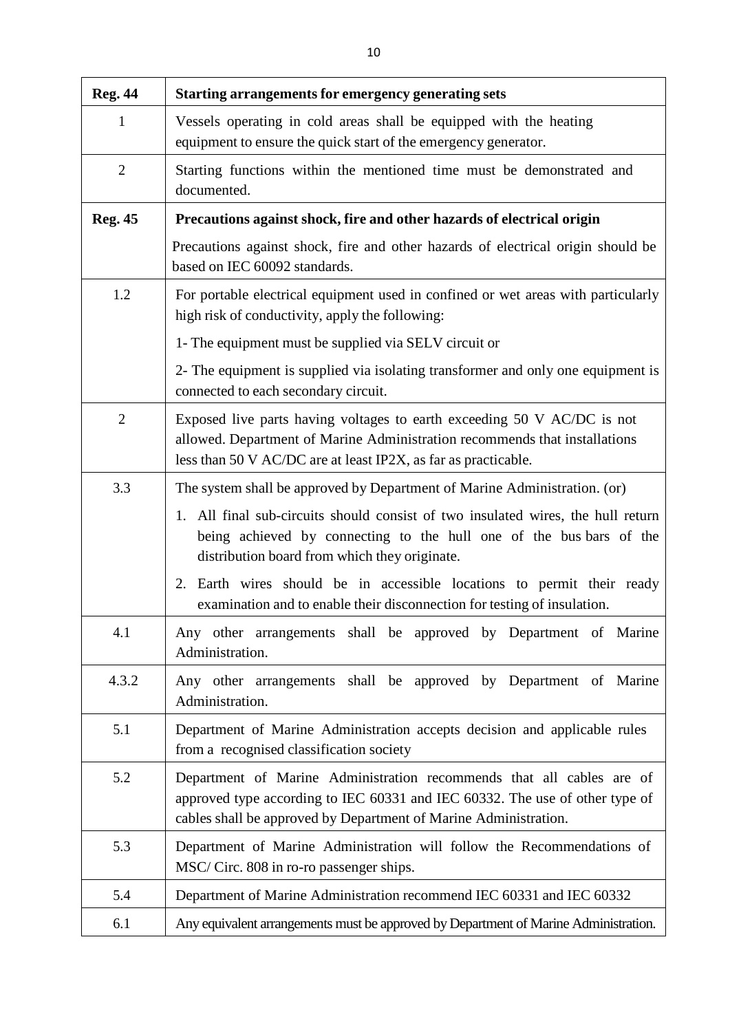| **Reg. 44** | **Starting arrangements for emergency generating sets** |
|---|---|
| 1 | Vessels operating in cold areas shall be equipped with the heating equipment to ensure the quick start of the emergency generator. |
| 2 | Starting functions within the mentioned time must be demonstrated and documented. |
| **Reg. 45** | **Precautions against shock, fire and other hazards of electrical origin** |
| | Precautions against shock, fire and other hazards of electrical origin should be based on IEC 60092 standards. |
| 1.2 | For portable electrical equipment used in confined or wet areas with particularly high risk of conductivity, apply the following:<br>1- The equipment must be supplied via SELV circuit or<br>2- The equipment is supplied via isolating transformer and only one equipment is connected to each secondary circuit. |
| 2 | Exposed live parts having voltages to earth exceeding 50 V AC/DC is not allowed. Department of Marine Administration recommends that installations less than 50 V AC/DC are at least IP2X, as far as practicable. |
| 3.3 | The system shall be approved by Department of Marine Administration. (or)<br>1. All final sub-circuits should consist of two insulated wires, the hull return being achieved by connecting to the hull one of the bus bars of the distribution board from which they originate.<br>2. Earth wires should be in accessible locations to permit their ready examination and to enable their disconnection for testing of insulation. |
| 4.1 | Any other arrangements shall be approved by Department of Marine Administration. |
| 4.3.2 | Any other arrangements shall be approved by Department of Marine Administration. |
| 5.1 | Department of Marine Administration accepts decision and applicable rules from a recognised classification society |
| 5.2 | Department of Marine Administration recommends that all cables are of approved type according to IEC 60331 and IEC 60332. The use of other type of cables shall be approved by Department of Marine Administration. |
| 5.3 | Department of Marine Administration will follow the Recommendations of MSC/ Circ. 808 in ro-ro passenger ships. |
| 5.4 | Department of Marine Administration recommend IEC 60331 and IEC 60332 |
| 6.1 | Any equivalent arrangements must be approved by Department of Marine Administration. |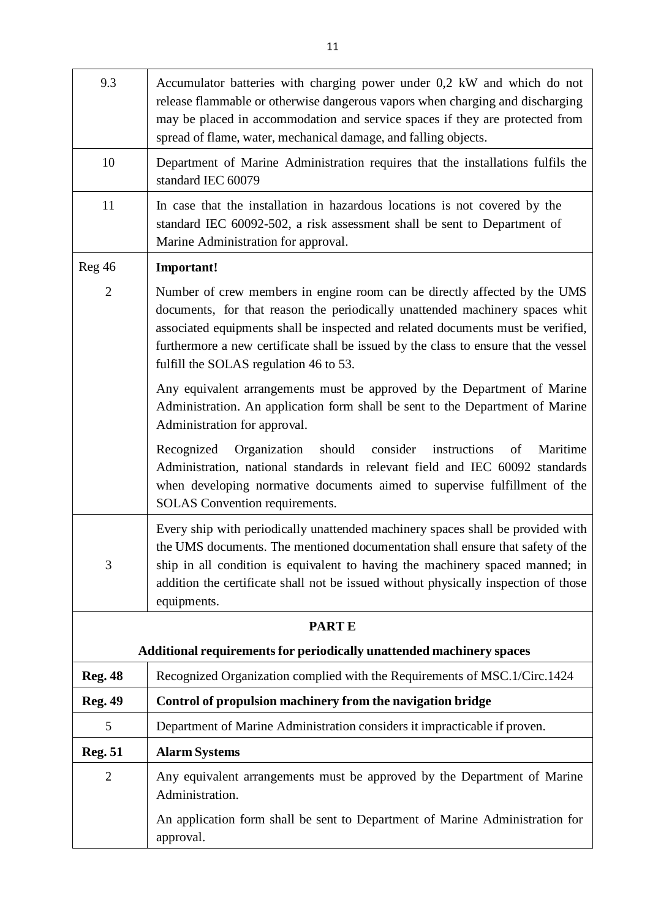| | |
|---|---|
| 9.3 | Accumulator batteries with charging power under 0,2 kW and which do not release flammable or otherwise dangerous vapors when charging and discharging may be placed in accommodation and service spaces if they are protected from spread of flame, water, mechanical damage, and falling objects. |
| 10 | Department of Marine Administration requires that the installations fulfils the standard IEC 60079 |
| 11 | In case that the installation in hazardous locations is not covered by the standard IEC 60092-502, a risk assessment shall be sent to Department of Marine Administration for approval. |
| Reg 46 | **Important!** |
| 2 | Number of crew members in engine room can be directly affected by the UMS documents, for that reason the periodically unattended machinery spaces whit associated equipments shall be inspected and related documents must be verified, furthermore a new certificate shall be issued by the class to ensure that the vessel fulfill the SOLAS regulation 46 to 53.<br><br>Any equivalent arrangements must be approved by the Department of Marine Administration. An application form shall be sent to the Department of Marine Administration for approval.<br><br>Recognized Organization should consider instructions of Maritime Administration, national standards in relevant field and IEC 60092 standards when developing normative documents aimed to supervise fulfillment of the SOLAS Convention requirements. |
| 3 | Every ship with periodically unattended machinery spaces shall be provided with the UMS documents. The mentioned documentation shall ensure that safety of the ship in all condition is equivalent to having the machinery spaced manned; in addition the certificate shall not be issued without physically inspection of those equipments. |
| **PART E**<br><br>**Additional requirements for periodically unattended machinery spaces** | |
| **Reg. 48** | Recognized Organization complied with the Requirements of MSC.1/Circ.1424 |
| **Reg. 49** | **Control of propulsion machinery from the navigation bridge** |
| 5 | Department of Marine Administration considers it impracticable if proven. |
| **Reg. 51** | **Alarm Systems** |
| 2 | Any equivalent arrangements must be approved by the Department of Marine Administration.<br><br>An application form shall be sent to Department of Marine Administration for approval. |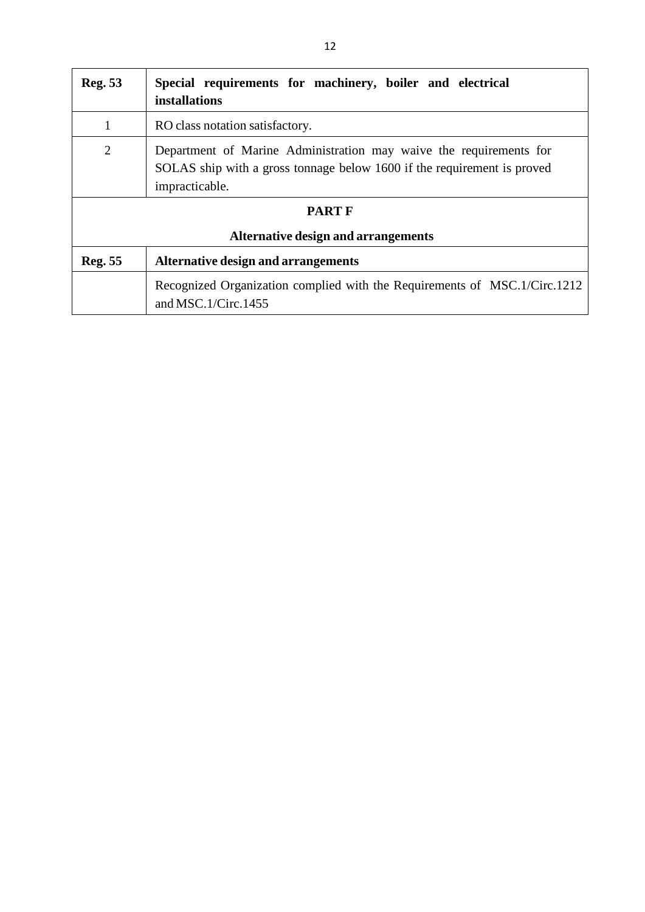| **Reg. 53** | **Special requirements for machinery, boiler and electrical installations** |
|---|---|
| 1 | RO class notation satisfactory. |
| 2 | Department of Marine Administration may waive the requirements for SOLAS ship with a gross tonnage below 1600 if the requirement is proved impracticable. |
| **PART F**<br>**Alternative design and arrangements** | |
| **Reg. 55** | **Alternative design and arrangements** |
| | Recognized Organization complied with the Requirements of MSC.1/Circ.1212 and MSC.1/Circ.1455 |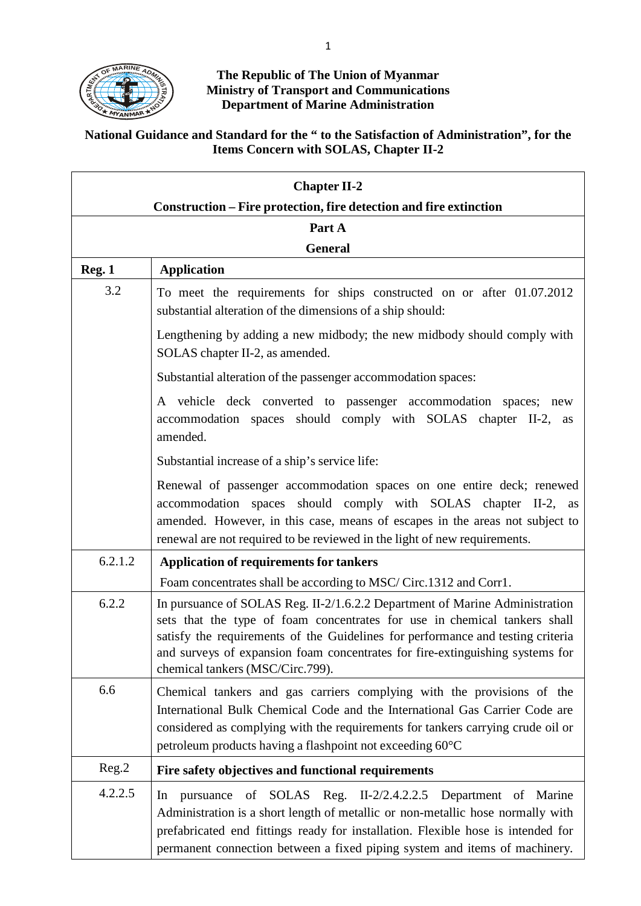**The Republic of The Union of Myanmar**
**Ministry of Transport and Communications**
**Department of Marine Administration**

**National Guidance and Standard for the " to the Satisfaction of Administration", for the Items Concern with SOLAS, Chapter II-2**

| **Chapter II-2** | |
|---|---|
| **Construction – Fire protection, fire detection and fire extinction** | |
| **Part A** | |
| **General** | |
| **Reg. 1** | **Application** |
| 3.2 | To meet the requirements for ships constructed on or after 01.07.2012 substantial alteration of the dimensions of a ship should:<br><br>Lengthening by adding a new midbody; the new midbody should comply with SOLAS chapter II-2, as amended.<br><br>Substantial alteration of the passenger accommodation spaces:<br><br>A vehicle deck converted to passenger accommodation spaces; new accommodation spaces should comply with SOLAS chapter II-2, as amended.<br><br>Substantial increase of a ship's service life:<br><br>Renewal of passenger accommodation spaces on one entire deck; renewed accommodation spaces should comply with SOLAS chapter II-2, as amended. However, in this case, means of escapes in the areas not subject to renewal are not required to be reviewed in the light of new requirements. |
| 6.2.1.2 | **Application of requirements for tankers**<br><br>Foam concentrates shall be according to MSC/ Circ.1312 and Corr1. |
| 6.2.2 | In pursuance of SOLAS Reg. II-2/1.6.2.2 Department of Marine Administration sets that the type of foam concentrates for use in chemical tankers shall satisfy the requirements of the Guidelines for performance and testing criteria and surveys of expansion foam concentrates for fire-extinguishing systems for chemical tankers (MSC/Circ.799). |
| 6.6 | Chemical tankers and gas carriers complying with the provisions of the International Bulk Chemical Code and the International Gas Carrier Code are considered as complying with the requirements for tankers carrying crude oil or petroleum products having a flashpoint not exceeding 60°C |
| Reg.2 | **Fire safety objectives and functional requirements** |
| 4.2.2.5 | In pursuance of SOLAS Reg. II-2/2.4.2.2.5 Department of Marine Administration is a short length of metallic or non-metallic hose normally with prefabricated end fittings ready for installation. Flexible hose is intended for permanent connection between a fixed piping system and items of machinery. |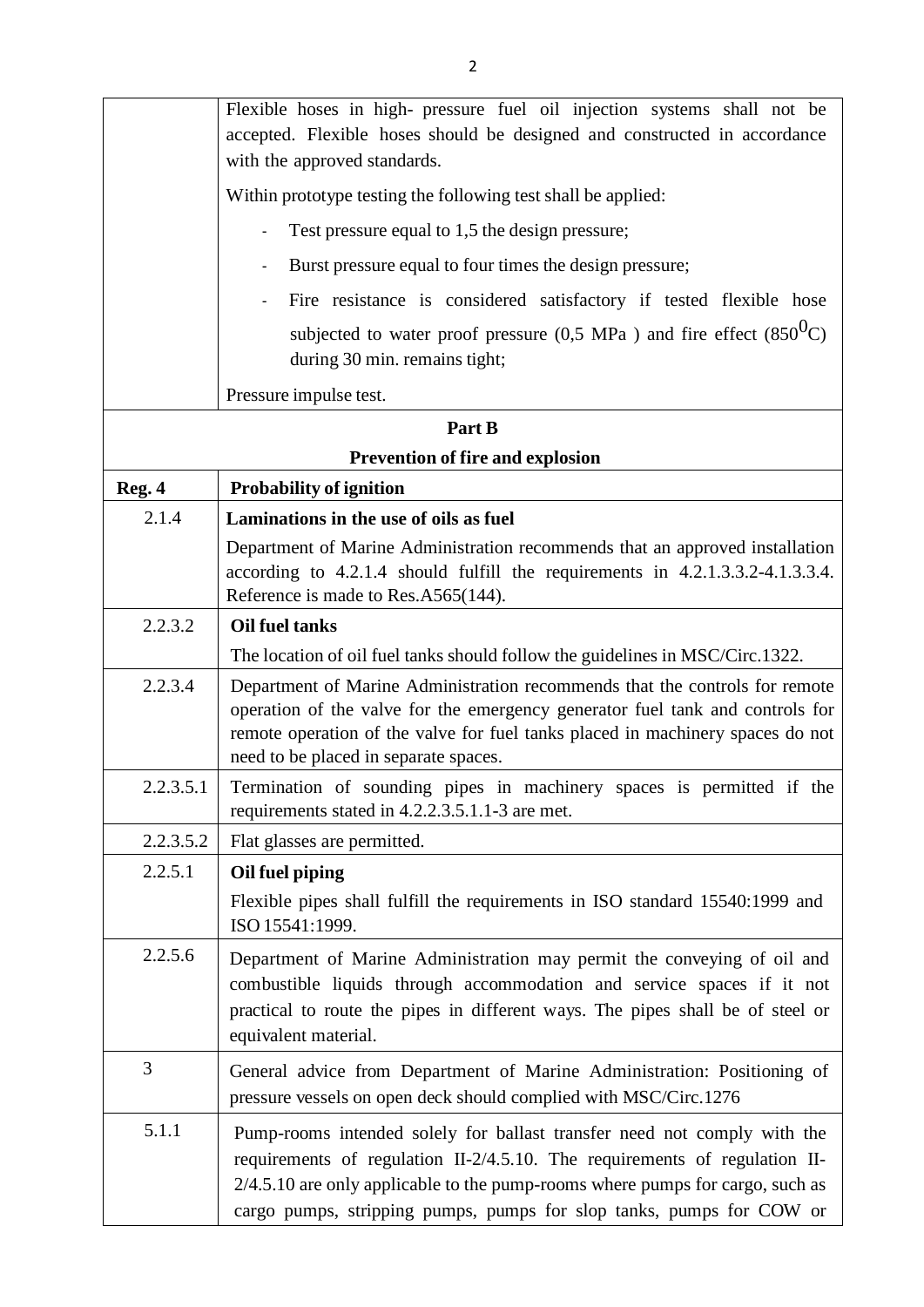| | |
|---|---|
| | Flexible hoses in high- pressure fuel oil injection systems shall not be accepted. Flexible hoses should be designed and constructed in accordance with the approved standards.<br><br>Within prototype testing the following test shall be applied:<br><br>- Test pressure equal to 1,5 the design pressure;<br>- Burst pressure equal to four times the design pressure;<br>- Fire resistance is considered satisfactory if tested flexible hose subjected to water proof pressure (0,5 MPa ) and fire effect ($850^0$C) during 30 min. remains tight;<br><br>Pressure impulse test. |
| **Part B** | |
| **Prevention of fire and explosion** | |
| **Reg. 4** | **Probability of ignition** |
| 2.1.4 | **Laminations in the use of oils as fuel**<br><br>Department of Marine Administration recommends that an approved installation according to 4.2.1.4 should fulfill the requirements in 4.2.1.3.3.2-4.1.3.3.4. Reference is made to Res.A565(144). |
| 2.2.3.2 | **Oil fuel tanks**<br><br>The location of oil fuel tanks should follow the guidelines in MSC/Circ.1322. |
| 2.2.3.4 | Department of Marine Administration recommends that the controls for remote operation of the valve for the emergency generator fuel tank and controls for remote operation of the valve for fuel tanks placed in machinery spaces do not need to be placed in separate spaces. |
| 2.2.3.5.1 | Termination of sounding pipes in machinery spaces is permitted if the requirements stated in 4.2.2.3.5.1.1-3 are met. |
| 2.2.3.5.2 | Flat glasses are permitted. |
| 2.2.5.1 | **Oil fuel piping**<br><br>Flexible pipes shall fulfill the requirements in ISO standard 15540:1999 and ISO 15541:1999. |
| 2.2.5.6 | Department of Marine Administration may permit the conveying of oil and combustible liquids through accommodation and service spaces if it not practical to route the pipes in different ways. The pipes shall be of steel or equivalent material. |
| 3 | General advice from Department of Marine Administration: Positioning of pressure vessels on open deck should complied with MSC/Circ.1276 |
| 5.1.1 | Pump-rooms intended solely for ballast transfer need not comply with the requirements of regulation II-2/4.5.10. The requirements of regulation II-2/4.5.10 are only applicable to the pump-rooms where pumps for cargo, such as cargo pumps, stripping pumps, pumps for slop tanks, pumps for COW or |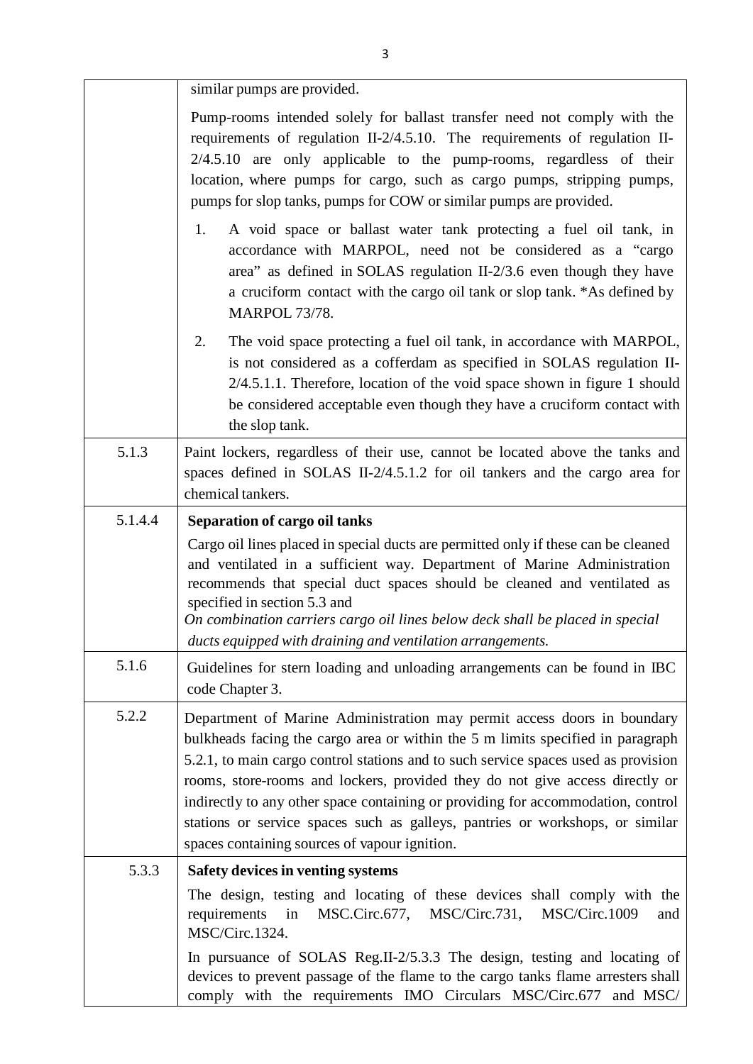| | |
|---|---|
| | similar pumps are provided.<br><br>Pump-rooms intended solely for ballast transfer need not comply with the requirements of regulation II-2/4.5.10. The requirements of regulation II-2/4.5.10 are only applicable to the pump-rooms, regardless of their location, where pumps for cargo, such as cargo pumps, stripping pumps, pumps for slop tanks, pumps for COW or similar pumps are provided.<br><br>1. A void space or ballast water tank protecting a fuel oil tank, in accordance with MARPOL, need not be considered as a "cargo area" as defined in SOLAS regulation II-2/3.6 even though they have a cruciform contact with the cargo oil tank or slop tank. *As defined by MARPOL 73/78.<br><br>2. The void space protecting a fuel oil tank, in accordance with MARPOL, is not considered as a cofferdam as specified in SOLAS regulation II-2/4.5.1.1. Therefore, location of the void space shown in figure 1 should be considered acceptable even though they have a cruciform contact with the slop tank. |
| 5.1.3 | Paint lockers, regardless of their use, cannot be located above the tanks and spaces defined in SOLAS II-2/4.5.1.2 for oil tankers and the cargo area for chemical tankers. |
| 5.1.4.4 | **Separation of cargo oil tanks**<br><br>Cargo oil lines placed in special ducts are permitted only if these can be cleaned and ventilated in a sufficient way. Department of Marine Administration recommends that special duct spaces should be cleaned and ventilated as specified in section 5.3 and<br>*On combination carriers cargo oil lines below deck shall be placed in special ducts equipped with draining and ventilation arrangements.* |
| 5.1.6 | Guidelines for stern loading and unloading arrangements can be found in IBC code Chapter 3. |
| 5.2.2 | Department of Marine Administration may permit access doors in boundary bulkheads facing the cargo area or within the 5 m limits specified in paragraph 5.2.1, to main cargo control stations and to such service spaces used as provision rooms, store-rooms and lockers, provided they do not give access directly or indirectly to any other space containing or providing for accommodation, control stations or service spaces such as galleys, pantries or workshops, or similar spaces containing sources of vapour ignition. |
| 5.3.3 | **Safety devices in venting systems**<br><br>The design, testing and locating of these devices shall comply with the requirements in MSC.Circ.677, MSC/Circ.731, MSC/Circ.1009 and MSC/Circ.1324.<br><br>In pursuance of SOLAS Reg.II-2/5.3.3 The design, testing and locating of devices to prevent passage of the flame to the cargo tanks flame arresters shall comply with the requirements IMO Circulars MSC/Circ.677 and MSC/ |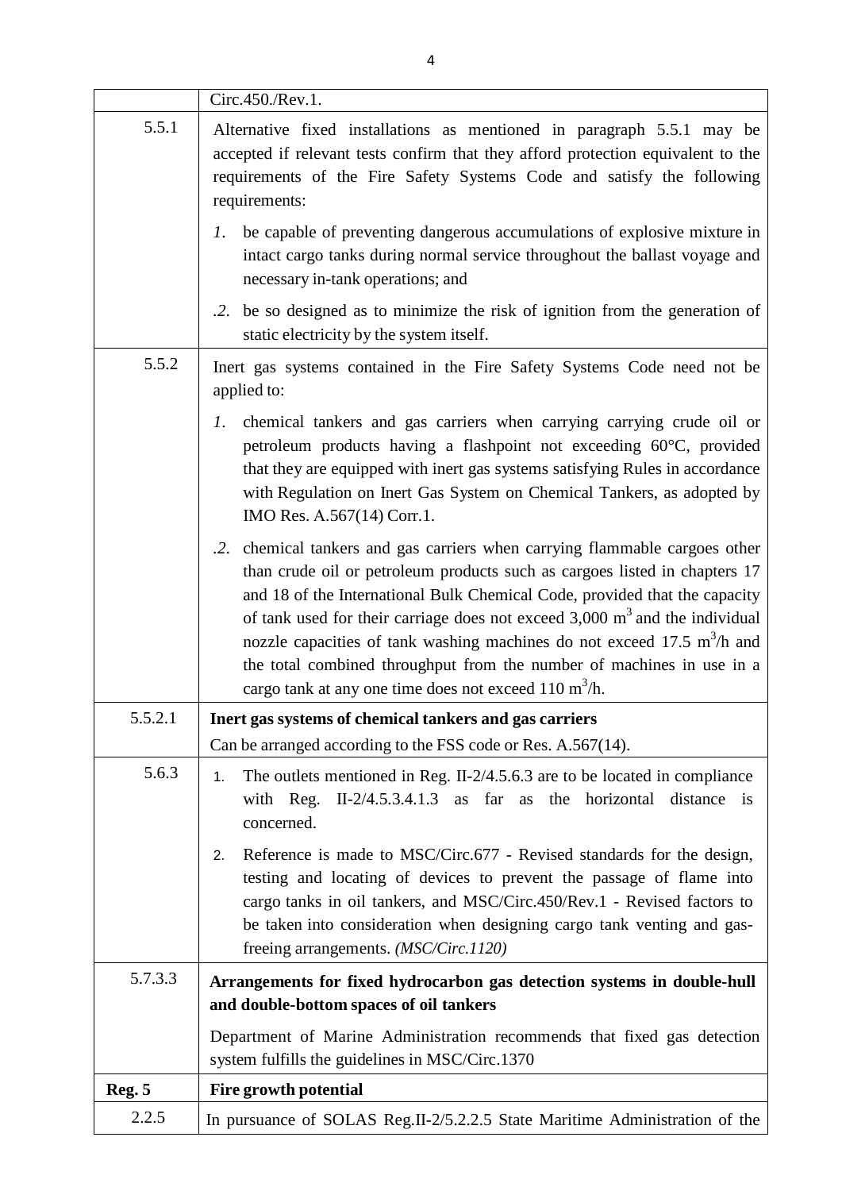| | |
|---|---|
| | Circ.450./Rev.1. |
| 5.5.1 | Alternative fixed installations as mentioned in paragraph 5.5.1 may be accepted if relevant tests confirm that they afford protection equivalent to the requirements of the Fire Safety Systems Code and satisfy the following requirements:<br>*1.* be capable of preventing dangerous accumulations of explosive mixture in intact cargo tanks during normal service throughout the ballast voyage and necessary in-tank operations; and<br>*.2.* be so designed as to minimize the risk of ignition from the generation of static electricity by the system itself. |
| 5.5.2 | Inert gas systems contained in the Fire Safety Systems Code need not be applied to:<br>*1.* chemical tankers and gas carriers when carrying carrying crude oil or petroleum products having a flashpoint not exceeding 60°C, provided that they are equipped with inert gas systems satisfying Rules in accordance with Regulation on Inert Gas System on Chemical Tankers, as adopted by IMO Res. A.567(14) Corr.1.<br>*.2.* chemical tankers and gas carriers when carrying flammable cargoes other than crude oil or petroleum products such as cargoes listed in chapters 17 and 18 of the International Bulk Chemical Code, provided that the capacity of tank used for their carriage does not exceed 3,000 $m^3$ and the individual nozzle capacities of tank washing machines do not exceed 17.5 $m^3$/h and the total combined throughput from the number of machines in use in a cargo tank at any one time does not exceed 110 $m^3$/h. |
| 5.5.2.1 | **Inert gas systems of chemical tankers and gas carriers**<br>Can be arranged according to the FSS code or Res. A.567(14). |
| 5.6.3 | 1. The outlets mentioned in Reg. II-2/4.5.6.3 are to be located in compliance with Reg. II-2/4.5.3.4.1.3 as far as the horizontal distance is concerned.<br>2. Reference is made to MSC/Circ.677 - Revised standards for the design, testing and locating of devices to prevent the passage of flame into cargo tanks in oil tankers, and MSC/Circ.450/Rev.1 - Revised factors to be taken into consideration when designing cargo tank venting and gas-freeing arrangements. *(MSC/Circ.1120)* |
| 5.7.3.3 | **Arrangements for fixed hydrocarbon gas detection systems in double-hull and double-bottom spaces of oil tankers**<br>Department of Marine Administration recommends that fixed gas detection system fulfills the guidelines in MSC/Circ.1370 |
| **Reg. 5** | **Fire growth potential** |
| 2.2.5 | In pursuance of SOLAS Reg.II-2/5.2.2.5 State Maritime Administration of the |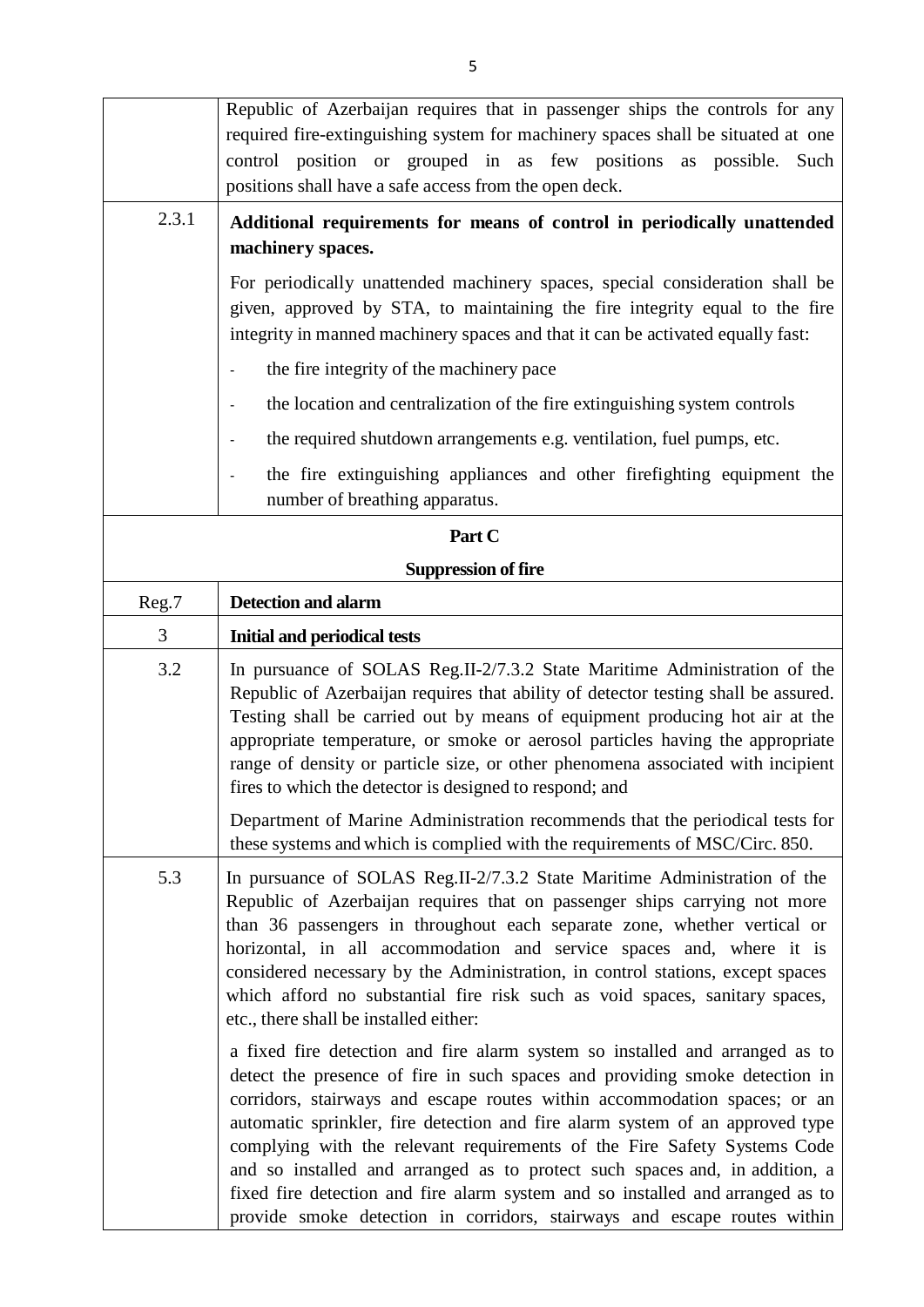| | |
|---|---|
| | Republic of Azerbaijan requires that in passenger ships the controls for any required fire-extinguishing system for machinery spaces shall be situated at one control position or grouped in as few positions as possible. Such positions shall have a safe access from the open deck. |
| 2.3.1 | **Additional requirements for means of control in periodically unattended machinery spaces.**<br><br>For periodically unattended machinery spaces, special consideration shall be given, approved by STA, to maintaining the fire integrity equal to the fire integrity in manned machinery spaces and that it can be activated equally fast:<br><br>- the fire integrity of the machinery pace<br>- the location and centralization of the fire extinguishing system controls<br>- the required shutdown arrangements e.g. ventilation, fuel pumps, etc.<br>- the fire extinguishing appliances and other firefighting equipment the number of breathing apparatus. |
| | **Part C**<br>**Suppression of fire** |
| Reg.7 | **Detection and alarm** |
| 3 | **Initial and periodical tests** |
| 3.2 | In pursuance of SOLAS Reg.II-2/7.3.2 State Maritime Administration of the Republic of Azerbaijan requires that ability of detector testing shall be assured. Testing shall be carried out by means of equipment producing hot air at the appropriate temperature, or smoke or aerosol particles having the appropriate range of density or particle size, or other phenomena associated with incipient fires to which the detector is designed to respond; and<br><br>Department of Marine Administration recommends that the periodical tests for these systems and which is complied with the requirements of MSC/Circ. 850. |
| 5.3 | In pursuance of SOLAS Reg.II-2/7.3.2 State Maritime Administration of the Republic of Azerbaijan requires that on passenger ships carrying not more than 36 passengers in throughout each separate zone, whether vertical or horizontal, in all accommodation and service spaces and, where it is considered necessary by the Administration, in control stations, except spaces which afford no substantial fire risk such as void spaces, sanitary spaces, etc., there shall be installed either:<br><br>a fixed fire detection and fire alarm system so installed and arranged as to detect the presence of fire in such spaces and providing smoke detection in corridors, stairways and escape routes within accommodation spaces; or an automatic sprinkler, fire detection and fire alarm system of an approved type complying with the relevant requirements of the Fire Safety Systems Code and so installed and arranged as to protect such spaces and, in addition, a fixed fire detection and fire alarm system and so installed and arranged as to provide smoke detection in corridors, stairways and escape routes within |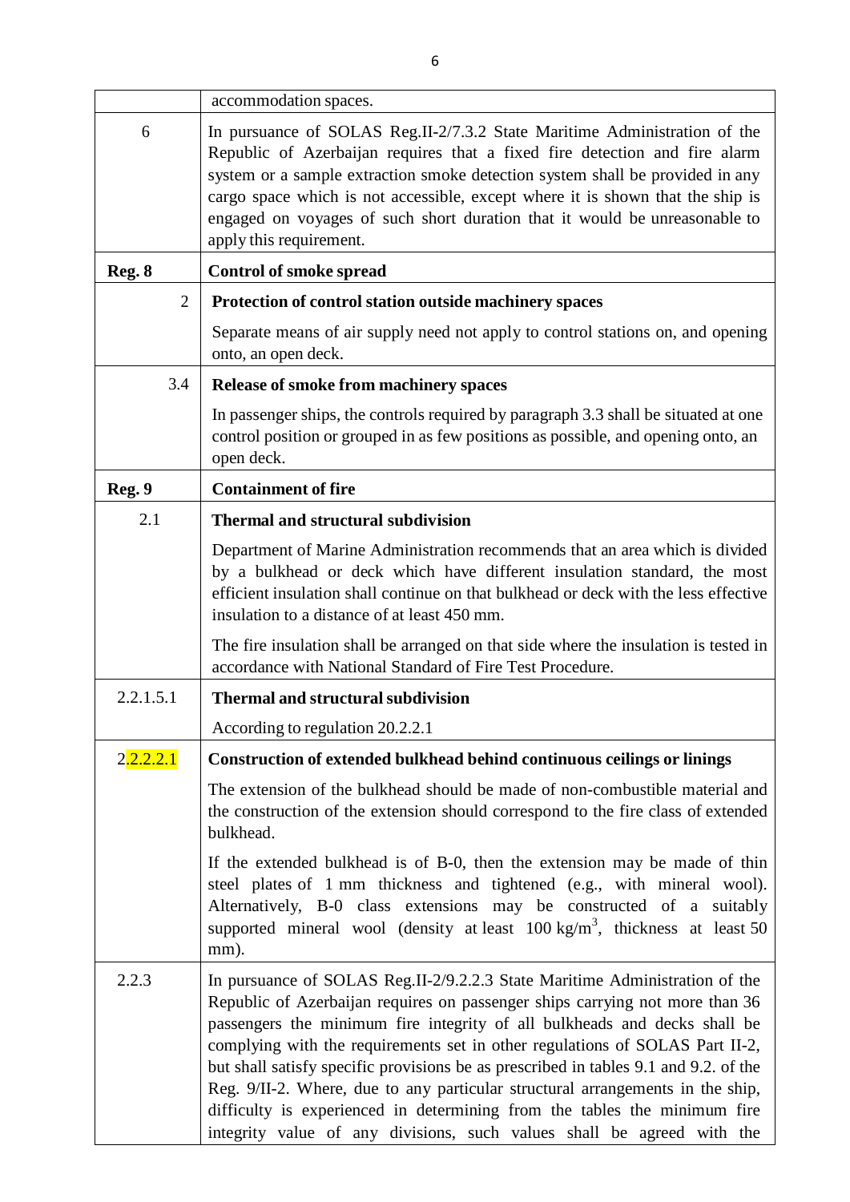| | |
|---|---|
| | accommodation spaces. |
| 6 | In pursuance of SOLAS Reg.II-2/7.3.2 State Maritime Administration of the Republic of Azerbaijan requires that a fixed fire detection and fire alarm system or a sample extraction smoke detection system shall be provided in any cargo space which is not accessible, except where it is shown that the ship is engaged on voyages of such short duration that it would be unreasonable to apply this requirement. |
| **Reg. 8** | **Control of smoke spread** |
| 2 | **Protection of control station outside machinery spaces**<br><br>Separate means of air supply need not apply to control stations on, and opening onto, an open deck. |
| 3.4 | **Release of smoke from machinery spaces**<br><br>In passenger ships, the controls required by paragraph 3.3 shall be situated at one control position or grouped in as few positions as possible, and opening onto, an open deck. |
| **Reg. 9** | **Containment of fire** |
| 2.1 | **Thermal and structural subdivision**<br><br>Department of Marine Administration recommends that an area which is divided by a bulkhead or deck which have different insulation standard, the most efficient insulation shall continue on that bulkhead or deck with the less effective insulation to a distance of at least 450 mm.<br><br>The fire insulation shall be arranged on that side where the insulation is tested in accordance with National Standard of Fire Test Procedure. |
| 2.2.1.5.1 | **Thermal and structural subdivision**<br><br>According to regulation 20.2.2.1 |
| 2.2.2.2.1 | **Construction of extended bulkhead behind continuous ceilings or linings**<br><br>The extension of the bulkhead should be made of non-combustible material and the construction of the extension should correspond to the fire class of extended bulkhead.<br><br>If the extended bulkhead is of B-0, then the extension may be made of thin steel plates of 1 mm thickness and tightened (e.g., with mineral wool). Alternatively, B-0 class extensions may be constructed of a suitably supported mineral wool (density at least 100 kg/m$^3$, thickness at least 50 mm). |
| 2.2.3 | In pursuance of SOLAS Reg.II-2/9.2.2.3 State Maritime Administration of the Republic of Azerbaijan requires on passenger ships carrying not more than 36 passengers the minimum fire integrity of all bulkheads and decks shall be complying with the requirements set in other regulations of SOLAS Part II-2, but shall satisfy specific provisions be as prescribed in tables 9.1 and 9.2. of the Reg. 9/II-2. Where, due to any particular structural arrangements in the ship, difficulty is experienced in determining from the tables the minimum fire integrity value of any divisions, such values shall be agreed with the |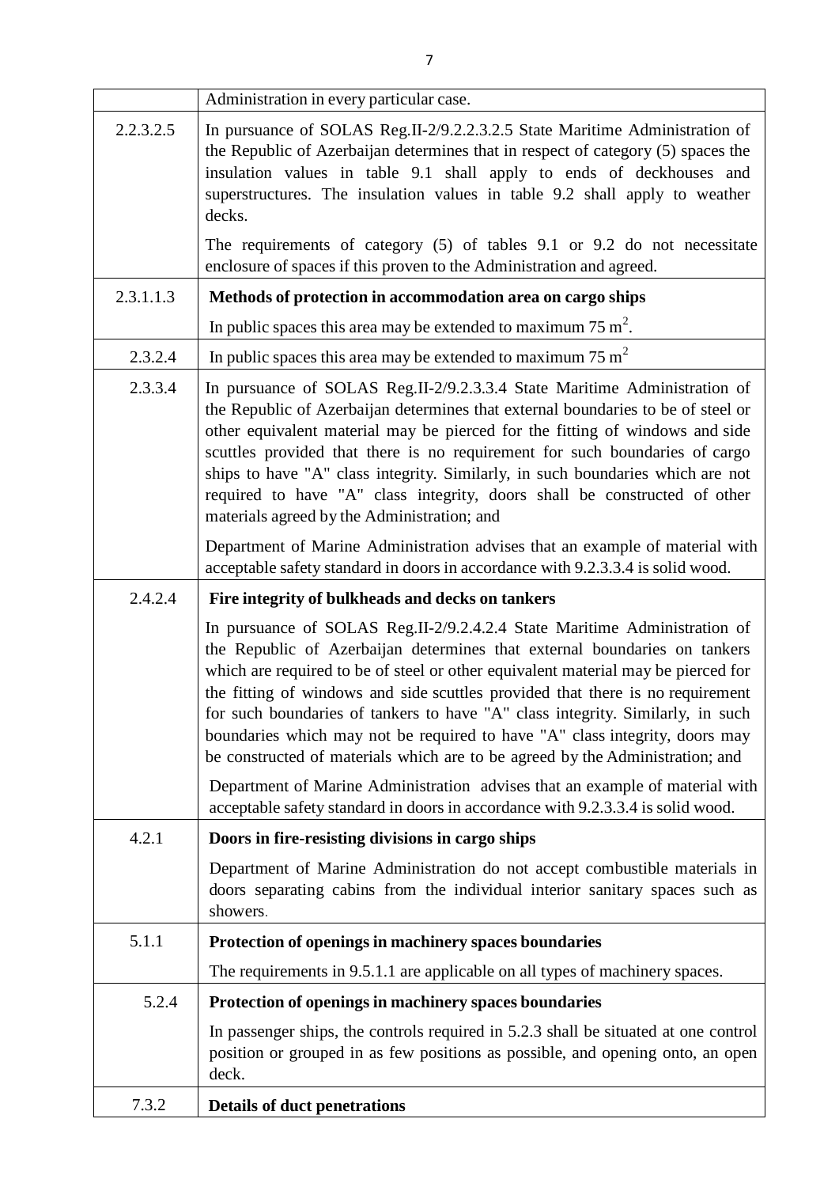| | |
|---|---|
| | Administration in every particular case. |
| 2.2.3.2.5 | In pursuance of SOLAS Reg.II-2/9.2.2.3.2.5 State Maritime Administration of the Republic of Azerbaijan determines that in respect of category (5) spaces the insulation values in table 9.1 shall apply to ends of deckhouses and superstructures. The insulation values in table 9.2 shall apply to weather decks.<br><br>The requirements of category (5) of tables 9.1 or 9.2 do not necessitate enclosure of spaces if this proven to the Administration and agreed. |
| 2.3.1.1.3 | **Methods of protection in accommodation area on cargo ships**<br><br>In public spaces this area may be extended to maximum 75 $m^2$. |
| 2.3.2.4 | In public spaces this area may be extended to maximum 75 $m^2$ |
| 2.3.3.4 | In pursuance of SOLAS Reg.II-2/9.2.3.3.4 State Maritime Administration of the Republic of Azerbaijan determines that external boundaries to be of steel or other equivalent material may be pierced for the fitting of windows and side scuttles provided that there is no requirement for such boundaries of cargo ships to have "A" class integrity. Similarly, in such boundaries which are not required to have "A" class integrity, doors shall be constructed of other materials agreed by the Administration; and<br><br>Department of Marine Administration advises that an example of material with acceptable safety standard in doors in accordance with 9.2.3.3.4 is solid wood. |
| 2.4.2.4 | **Fire integrity of bulkheads and decks on tankers**<br><br>In pursuance of SOLAS Reg.II-2/9.2.4.2.4 State Maritime Administration of the Republic of Azerbaijan determines that external boundaries on tankers which are required to be of steel or other equivalent material may be pierced for the fitting of windows and side scuttles provided that there is no requirement for such boundaries of tankers to have "A" class integrity. Similarly, in such boundaries which may not be required to have "A" class integrity, doors may be constructed of materials which are to be agreed by the Administration; and<br><br>Department of Marine Administration advises that an example of material with acceptable safety standard in doors in accordance with 9.2.3.3.4 is solid wood. |
| 4.2.1 | **Doors in fire-resisting divisions in cargo ships**<br><br>Department of Marine Administration do not accept combustible materials in doors separating cabins from the individual interior sanitary spaces such as showers. |
| 5.1.1 | **Protection of openings in machinery spaces boundaries**<br><br>The requirements in 9.5.1.1 are applicable on all types of machinery spaces. |
| 5.2.4 | **Protection of openings in machinery spaces boundaries**<br><br>In passenger ships, the controls required in 5.2.3 shall be situated at one control position or grouped in as few positions as possible, and opening onto, an open deck. |
| 7.3.2 | **Details of duct penetrations** |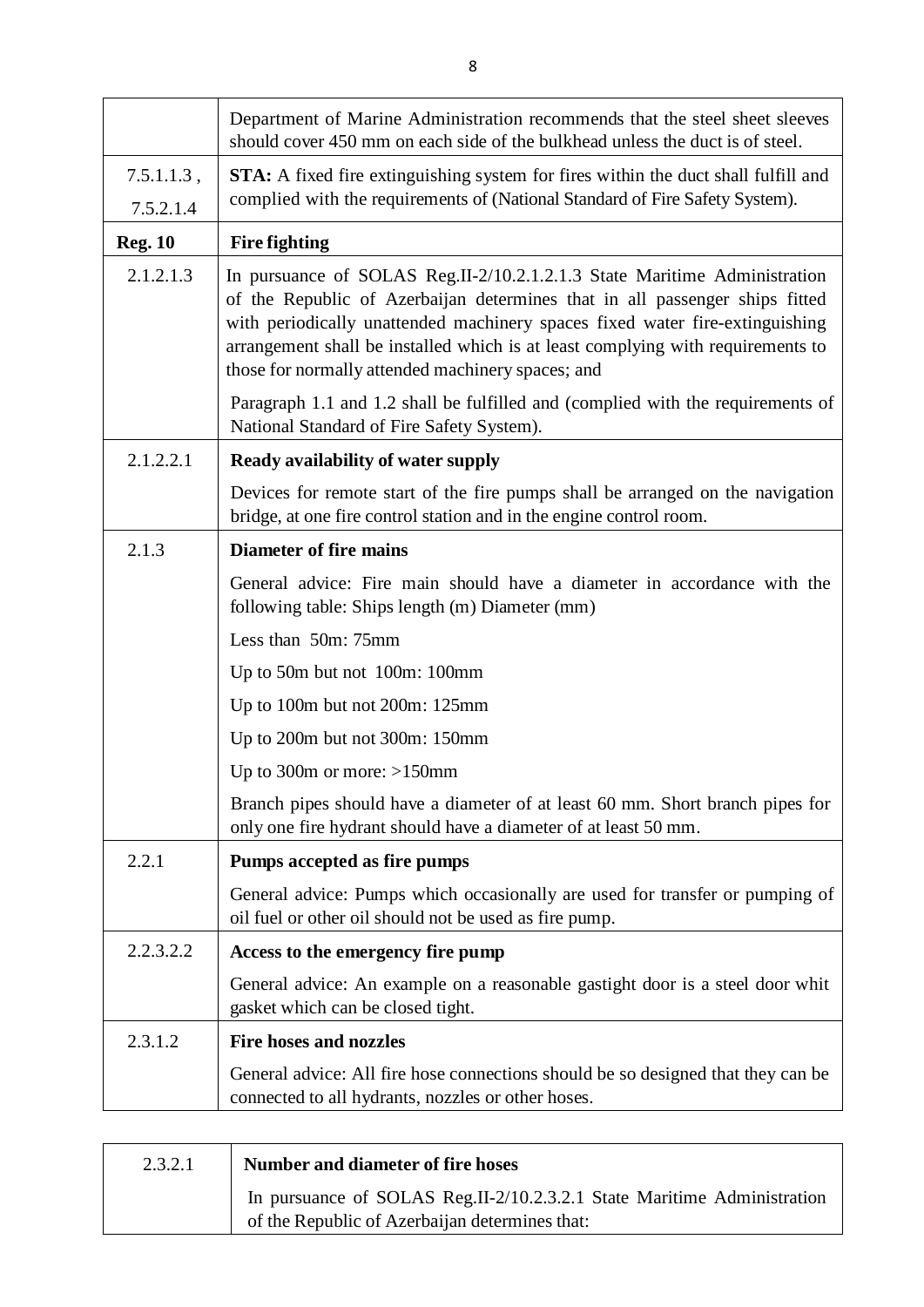| | |
|---|---|
| | Department of Marine Administration recommends that the steel sheet sleeves should cover 450 mm on each side of the bulkhead unless the duct is of steel. |
| 7.5.1.1.3 , 7.5.2.1.4 | **STA:** A fixed fire extinguishing system for fires within the duct shall fulfill and complied with the requirements of (National Standard of Fire Safety System). |
| **Reg. 10** | **Fire fighting** |
| 2.1.2.1.3 | In pursuance of SOLAS Reg.II-2/10.2.1.2.1.3 State Maritime Administration of the Republic of Azerbaijan determines that in all passenger ships fitted with periodically unattended machinery spaces fixed water fire-extinguishing arrangement shall be installed which is at least complying with requirements to those for normally attended machinery spaces; and<br><br>Paragraph 1.1 and 1.2 shall be fulfilled and (complied with the requirements of National Standard of Fire Safety System). |
| 2.1.2.2.1 | **Ready availability of water supply**<br><br>Devices for remote start of the fire pumps shall be arranged on the navigation bridge, at one fire control station and in the engine control room. |
| 2.1.3 | **Diameter of fire mains**<br><br>General advice: Fire main should have a diameter in accordance with the following table: Ships length (m) Diameter (mm)<br><br>Less than 50m: 75mm<br><br>Up to 50m but not 100m: 100mm<br><br>Up to 100m but not 200m: 125mm<br><br>Up to 200m but not 300m: 150mm<br><br>Up to 300m or more: >150mm<br><br>Branch pipes should have a diameter of at least 60 mm. Short branch pipes for only one fire hydrant should have a diameter of at least 50 mm. |
| 2.2.1 | **Pumps accepted as fire pumps**<br><br>General advice: Pumps which occasionally are used for transfer or pumping of oil fuel or other oil should not be used as fire pump. |
| 2.2.3.2.2 | **Access to the emergency fire pump**<br><br>General advice: An example on a reasonable gastight door is a steel door whit gasket which can be closed tight. |
| 2.3.1.2 | **Fire hoses and nozzles**<br><br>General advice: All fire hose connections should be so designed that they can be connected to all hydrants, nozzles or other hoses. |
| 2.3.2.1 | **Number and diameter of fire hoses**<br><br>In pursuance of SOLAS Reg.II-2/10.2.3.2.1 State Maritime Administration of the Republic of Azerbaijan determines that: |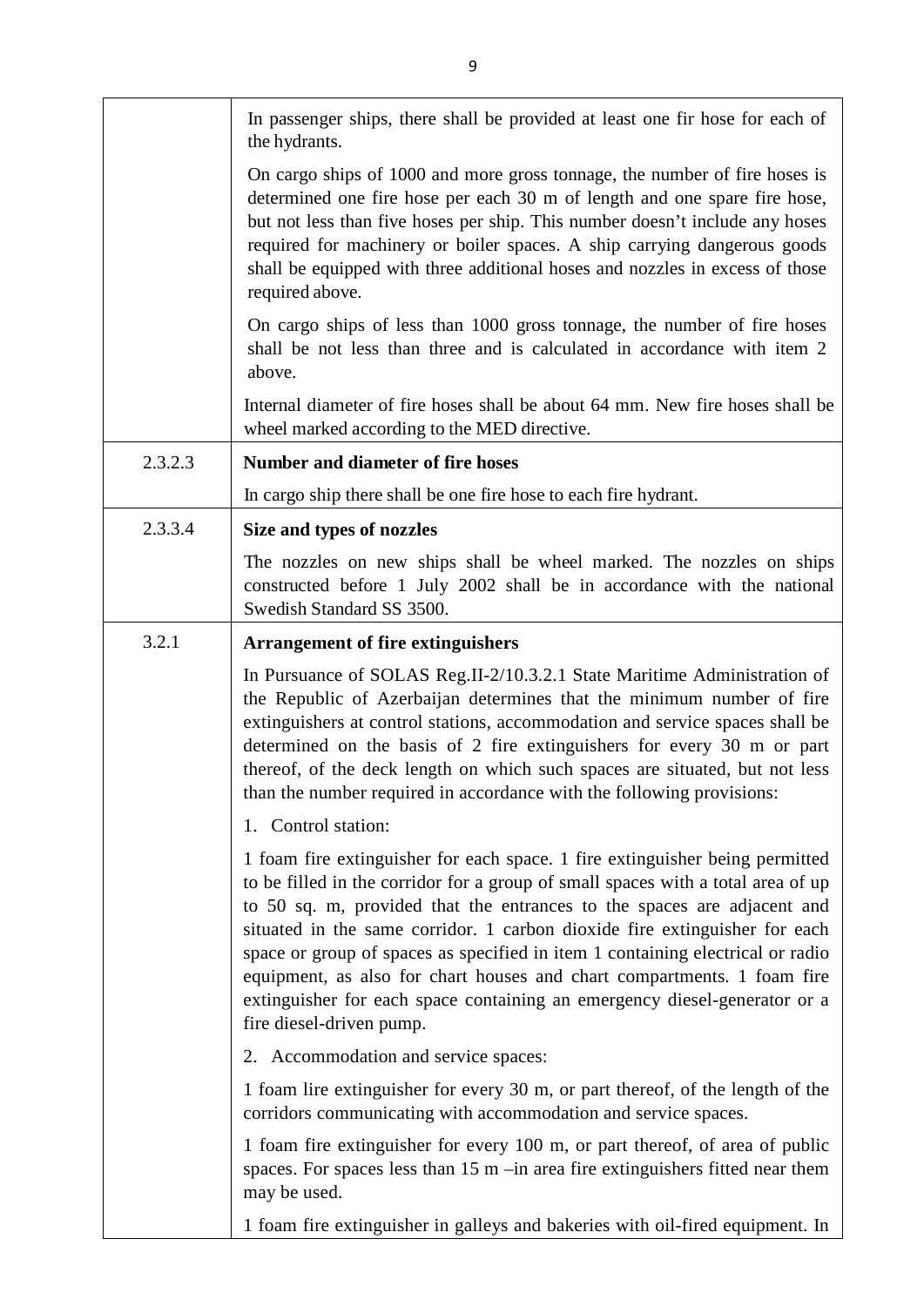| | |
|---|---|
| | In passenger ships, there shall be provided at least one fir hose for each of the hydrants.<br><br>On cargo ships of 1000 and more gross tonnage, the number of fire hoses is determined one fire hose per each 30 m of length and one spare fire hose, but not less than five hoses per ship. This number doesn't include any hoses required for machinery or boiler spaces. A ship carrying dangerous goods shall be equipped with three additional hoses and nozzles in excess of those required above.<br><br>On cargo ships of less than 1000 gross tonnage, the number of fire hoses shall be not less than three and is calculated in accordance with item 2 above.<br><br>Internal diameter of fire hoses shall be about 64 mm. New fire hoses shall be wheel marked according to the MED directive. |
| 2.3.2.3 | **Number and diameter of fire hoses**<br><br>In cargo ship there shall be one fire hose to each fire hydrant. |
| 2.3.3.4 | **Size and types of nozzles**<br><br>The nozzles on new ships shall be wheel marked. The nozzles on ships constructed before 1 July 2002 shall be in accordance with the national Swedish Standard SS 3500. |
| 3.2.1 | **Arrangement of fire extinguishers**<br><br>In Pursuance of SOLAS Reg.II-2/10.3.2.1 State Maritime Administration of the Republic of Azerbaijan determines that the minimum number of fire extinguishers at control stations, accommodation and service spaces shall be determined on the basis of 2 fire extinguishers for every 30 m or part thereof, of the deck length on which such spaces are situated, but not less than the number required in accordance with the following provisions:<br><br>1. Control station:<br><br>1 foam fire extinguisher for each space. 1 fire extinguisher being permitted to be filled in the corridor for a group of small spaces with a total area of up to 50 sq. m, provided that the entrances to the spaces are adjacent and situated in the same corridor. 1 carbon dioxide fire extinguisher for each space or group of spaces as specified in item 1 containing electrical or radio equipment, as also for chart houses and chart compartments. 1 foam fire extinguisher for each space containing an emergency diesel-generator or a fire diesel-driven pump.<br><br>2. Accommodation and service spaces:<br><br>1 foam lire extinguisher for every 30 m, or part thereof, of the length of the corridors communicating with accommodation and service spaces.<br><br>1 foam fire extinguisher for every 100 m, or part thereof, of area of public spaces. For spaces less than 15 m –in area fire extinguishers fitted near them may be used.<br><br>1 foam fire extinguisher in galleys and bakeries with oil-fired equipment. In |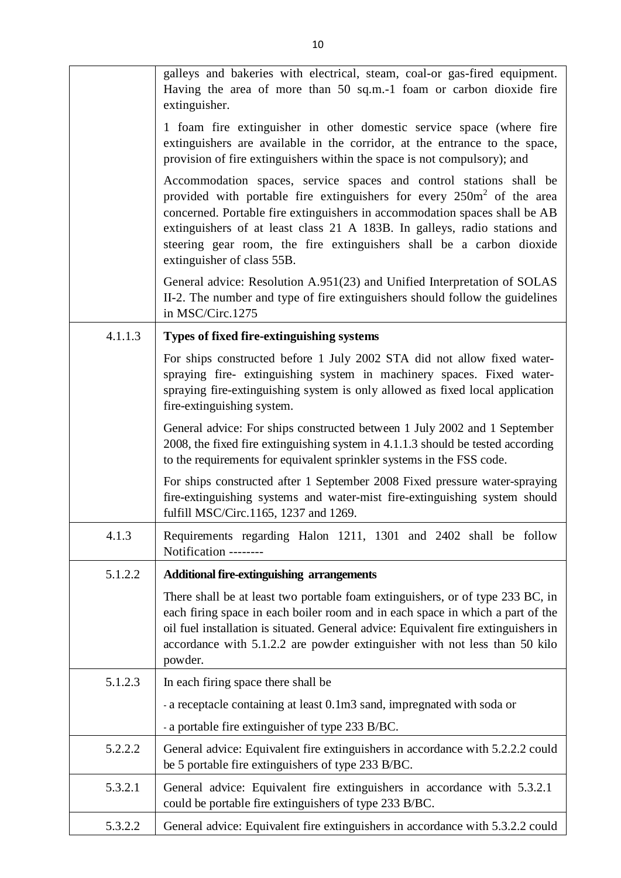| | |
|---|---|
| | galleys and bakeries with electrical, steam, coal-or gas-fired equipment. Having the area of more than 50 sq.m.-1 foam or carbon dioxide fire extinguisher.<br><br>1 foam fire extinguisher in other domestic service space (where fire extinguishers are available in the corridor, at the entrance to the space, provision of fire extinguishers within the space is not compulsory); and<br><br>Accommodation spaces, service spaces and control stations shall be provided with portable fire extinguishers for every $250m^2$ of the area concerned. Portable fire extinguishers in accommodation spaces shall be AB extinguishers of at least class 21 A 183B. In galleys, radio stations and steering gear room, the fire extinguishers shall be a carbon dioxide extinguisher of class 55B.<br><br>General advice: Resolution A.951(23) and Unified Interpretation of SOLAS II-2. The number and type of fire extinguishers should follow the guidelines in MSC/Circ.1275 |
| 4.1.1.3 | **Types of fixed fire-extinguishing systems**<br><br>For ships constructed before 1 July 2002 STA did not allow fixed water-spraying fire- extinguishing system in machinery spaces. Fixed water-spraying fire-extinguishing system is only allowed as fixed local application fire-extinguishing system.<br><br>General advice: For ships constructed between 1 July 2002 and 1 September 2008, the fixed fire extinguishing system in 4.1.1.3 should be tested according to the requirements for equivalent sprinkler systems in the FSS code.<br><br>For ships constructed after 1 September 2008 Fixed pressure water-spraying fire-extinguishing systems and water-mist fire-extinguishing system should fulfill MSC/Circ.1165, 1237 and 1269. |
| 4.1.3 | Requirements regarding Halon 1211, 1301 and 2402 shall be follow Notification -------- |
| 5.1.2.2 | **Additional fire-extinguishing arrangements**<br><br>There shall be at least two portable foam extinguishers, or of type 233 BC, in each firing space in each boiler room and in each space in which a part of the oil fuel installation is situated. General advice: Equivalent fire extinguishers in accordance with 5.1.2.2 are powder extinguisher with not less than 50 kilo powder. |
| 5.1.2.3 | In each firing space there shall be<br><br>- a receptacle containing at least 0.1m3 sand, impregnated with soda or<br><br>- a portable fire extinguisher of type 233 B/BC. |
| 5.2.2.2 | General advice: Equivalent fire extinguishers in accordance with 5.2.2.2 could be 5 portable fire extinguishers of type 233 B/BC. |
| 5.3.2.1 | General advice: Equivalent fire extinguishers in accordance with 5.3.2.1 could be portable fire extinguishers of type 233 B/BC. |
| 5.3.2.2 | General advice: Equivalent fire extinguishers in accordance with 5.3.2.2 could |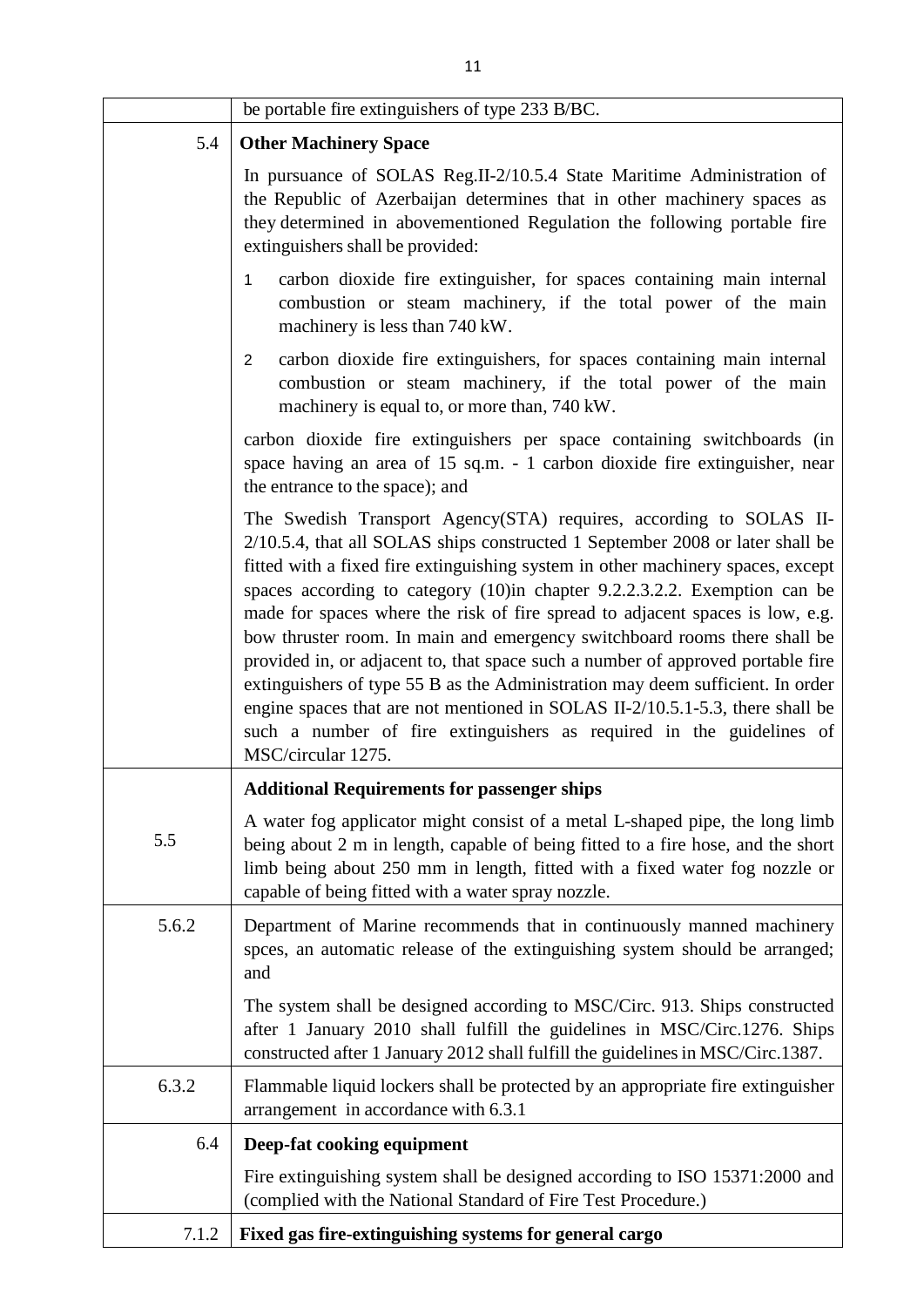| | |
|---|---|
| | be portable fire extinguishers of type 233 B/BC. |
| 5.4 | **Other Machinery Space**<br><br>In pursuance of SOLAS Reg.II-2/10.5.4 State Maritime Administration of the Republic of Azerbaijan determines that in other machinery spaces as they determined in abovementioned Regulation the following portable fire extinguishers shall be provided:<br><br>1 carbon dioxide fire extinguisher, for spaces containing main internal combustion or steam machinery, if the total power of the main machinery is less than 740 kW.<br><br>2 carbon dioxide fire extinguishers, for spaces containing main internal combustion or steam machinery, if the total power of the main machinery is equal to, or more than, 740 kW.<br><br>carbon dioxide fire extinguishers per space containing switchboards (in space having an area of 15 sq.m. - 1 carbon dioxide fire extinguisher, near the entrance to the space); and<br><br>The Swedish Transport Agency(STA) requires, according to SOLAS II-2/10.5.4, that all SOLAS ships constructed 1 September 2008 or later shall be fitted with a fixed fire extinguishing system in other machinery spaces, except spaces according to category (10)in chapter 9.2.2.3.2.2. Exemption can be made for spaces where the risk of fire spread to adjacent spaces is low, e.g. bow thruster room. In main and emergency switchboard rooms there shall be provided in, or adjacent to, that space such a number of approved portable fire extinguishers of type 55 B as the Administration may deem sufficient. In order engine spaces that are not mentioned in SOLAS II-2/10.5.1-5.3, there shall be such a number of fire extinguishers as required in the guidelines of MSC/circular 1275. |
| 5.5 | **Additional Requirements for passenger ships**<br><br>A water fog applicator might consist of a metal L-shaped pipe, the long limb being about 2 m in length, capable of being fitted to a fire hose, and the short limb being about 250 mm in length, fitted with a fixed water fog nozzle or capable of being fitted with a water spray nozzle. |
| 5.6.2 | Department of Marine recommends that in continuously manned machinery spces, an automatic release of the extinguishing system should be arranged; and<br><br>The system shall be designed according to MSC/Circ. 913. Ships constructed after 1 January 2010 shall fulfill the guidelines in MSC/Circ.1276. Ships constructed after 1 January 2012 shall fulfill the guidelines in MSC/Circ.1387. |
| 6.3.2 | Flammable liquid lockers shall be protected by an appropriate fire extinguisher arrangement in accordance with 6.3.1 |
| 6.4 | **Deep-fat cooking equipment**<br><br>Fire extinguishing system shall be designed according to ISO 15371:2000 and (complied with the National Standard of Fire Test Procedure.) |
| 7.1.2 | **Fixed gas fire-extinguishing systems for general cargo** |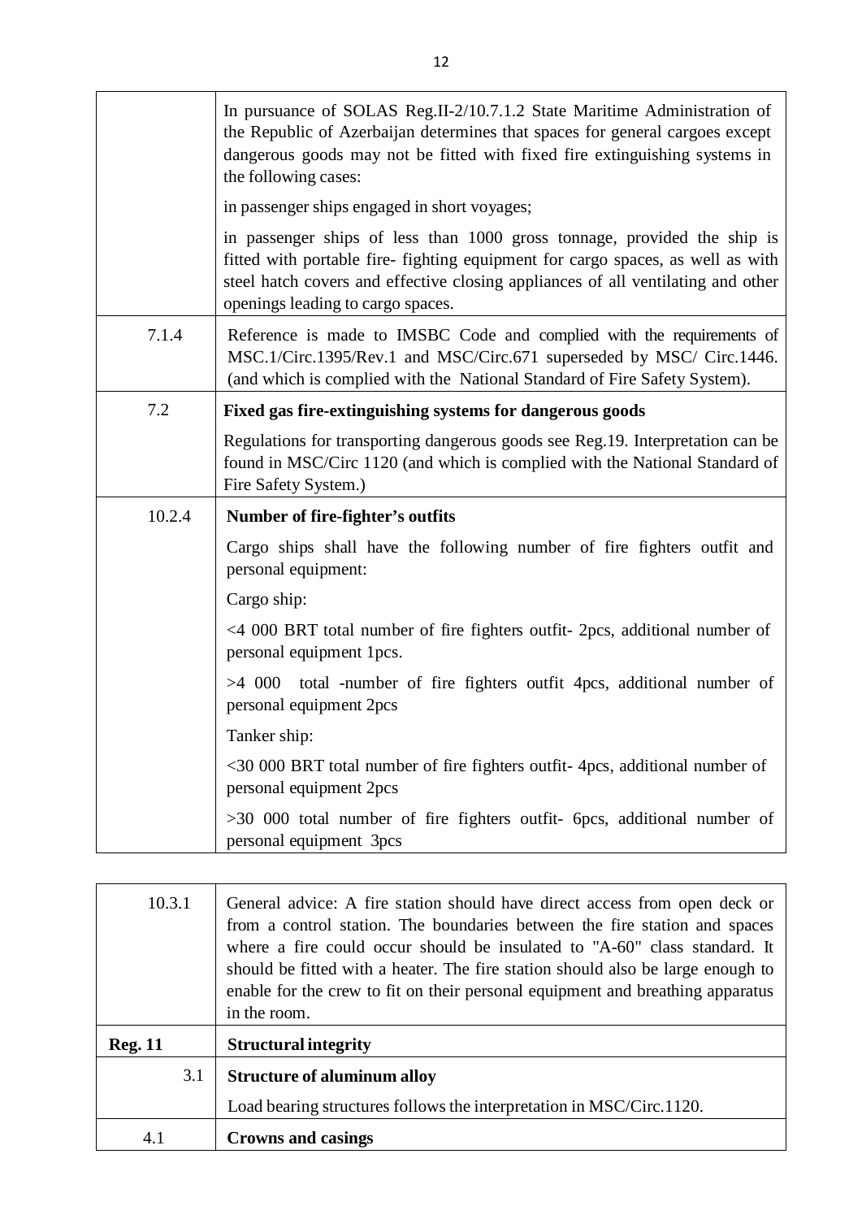| | |
|---|---|
| | In pursuance of SOLAS Reg.II-2/10.7.1.2 State Maritime Administration of the Republic of Azerbaijan determines that spaces for general cargoes except dangerous goods may not be fitted with fixed fire extinguishing systems in the following cases:<br>in passenger ships engaged in short voyages;<br>in passenger ships of less than 1000 gross tonnage, provided the ship is fitted with portable fire- fighting equipment for cargo spaces, as well as with steel hatch covers and effective closing appliances of all ventilating and other openings leading to cargo spaces. |
| 7.1.4 | Reference is made to IMSBC Code and complied with the requirements of MSC.1/Circ.1395/Rev.1 and MSC/Circ.671 superseded by MSC/ Circ.1446. (and which is complied with the National Standard of Fire Safety System). |
| 7.2 | **Fixed gas fire-extinguishing systems for dangerous goods**<br>Regulations for transporting dangerous goods see Reg.19. Interpretation can be found in MSC/Circ 1120 (and which is complied with the National Standard of Fire Safety System.) |
| 10.2.4 | **Number of fire-fighter's outfits**<br>Cargo ships shall have the following number of fire fighters outfit and personal equipment:<br>Cargo ship:<br><4 000 BRT total number of fire fighters outfit- 2pcs, additional number of personal equipment 1pcs.<br>>4 000 total -number of fire fighters outfit 4pcs, additional number of personal equipment 2pcs<br>Tanker ship:<br><30 000 BRT total number of fire fighters outfit- 4pcs, additional number of personal equipment 2pcs<br>>30 000 total number of fire fighters outfit- 6pcs, additional number of personal equipment 3pcs |

| | |
|---|---|
| 10.3.1 | General advice: A fire station should have direct access from open deck or from a control station. The boundaries between the fire station and spaces where a fire could occur should be insulated to "A-60" class standard. It should be fitted with a heater. The fire station should also be large enough to enable for the crew to fit on their personal equipment and breathing apparatus in the room. |
| **Reg. 11** | **Structural integrity** |
| 3.1 | **Structure of aluminum alloy**<br>Load bearing structures follows the interpretation in MSC/Circ.1120. |
| 4.1 | **Crowns and casings** |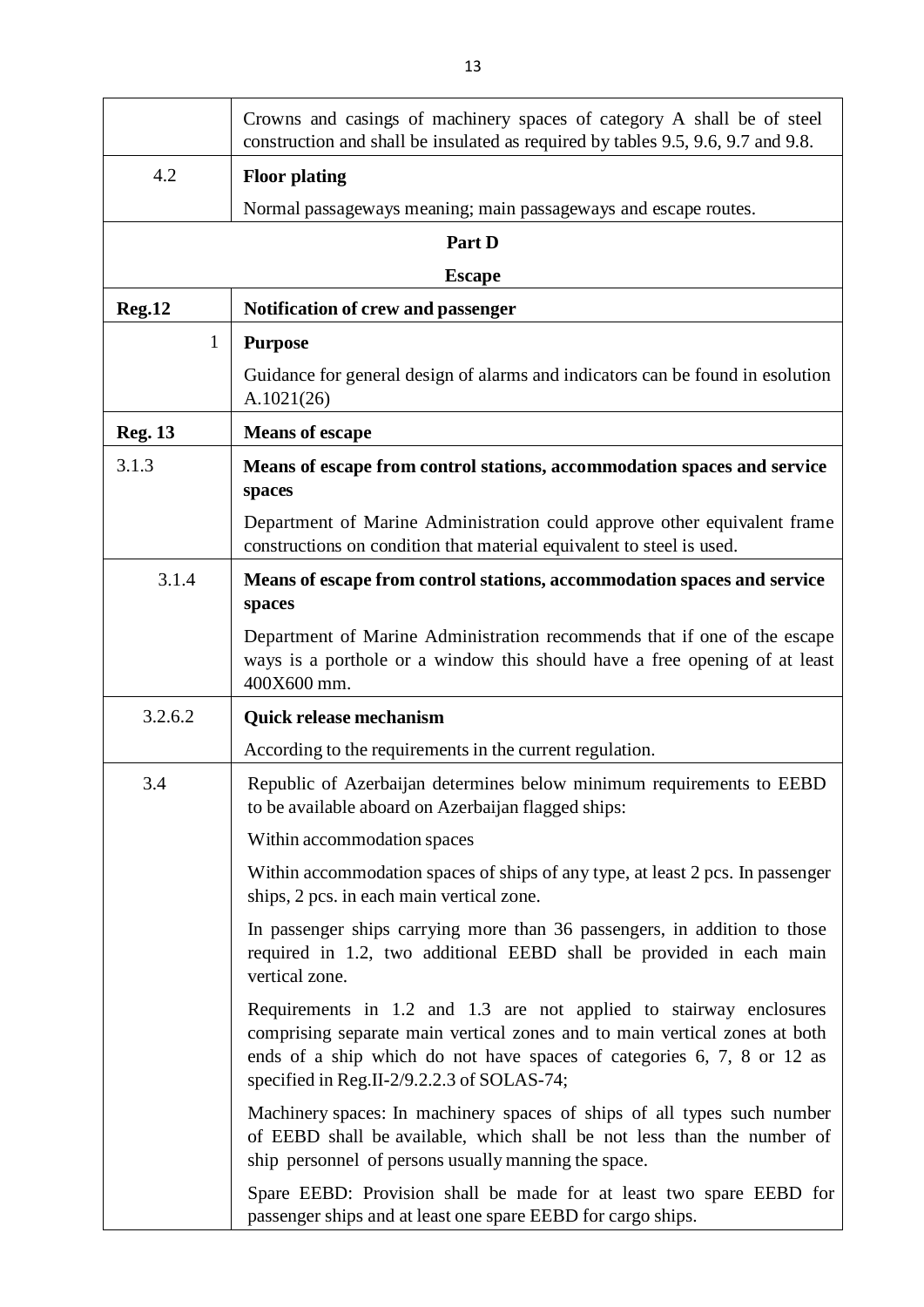| | |
|---|---|
| | Crowns and casings of machinery spaces of category A shall be of steel construction and shall be insulated as required by tables 9.5, 9.6, 9.7 and 9.8. |
| 4.2 | **Floor plating**<br>Normal passageways meaning; main passageways and escape routes. |
| | **Part D**<br>**Escape** |
| **Reg.12** | **Notification of crew and passenger** |
| 1 | **Purpose**<br>Guidance for general design of alarms and indicators can be found in esolution A.1021(26) |
| **Reg. 13** | **Means of escape** |
| 3.1.3 | **Means of escape from control stations, accommodation spaces and service spaces**<br>Department of Marine Administration could approve other equivalent frame constructions on condition that material equivalent to steel is used. |
| 3.1.4 | **Means of escape from control stations, accommodation spaces and service spaces**<br>Department of Marine Administration recommends that if one of the escape ways is a porthole or a window this should have a free opening of at least 400X600 mm. |
| 3.2.6.2 | **Quick release mechanism**<br>According to the requirements in the current regulation. |
| 3.4 | Republic of Azerbaijan determines below minimum requirements to EEBD to be available aboard on Azerbaijan flagged ships:<br>Within accommodation spaces<br>Within accommodation spaces of ships of any type, at least 2 pcs. In passenger ships, 2 pcs. in each main vertical zone.<br>In passenger ships carrying more than 36 passengers, in addition to those required in 1.2, two additional EEBD shall be provided in each main vertical zone.<br>Requirements in 1.2 and 1.3 are not applied to stairway enclosures comprising separate main vertical zones and to main vertical zones at both ends of a ship which do not have spaces of categories 6, 7, 8 or 12 as specified in Reg.II-2/9.2.2.3 of SOLAS-74;<br>Machinery spaces: In machinery spaces of ships of all types such number of EEBD shall be available, which shall be not less than the number of ship personnel of persons usually manning the space.<br>Spare EEBD: Provision shall be made for at least two spare EEBD for passenger ships and at least one spare EEBD for cargo ships. |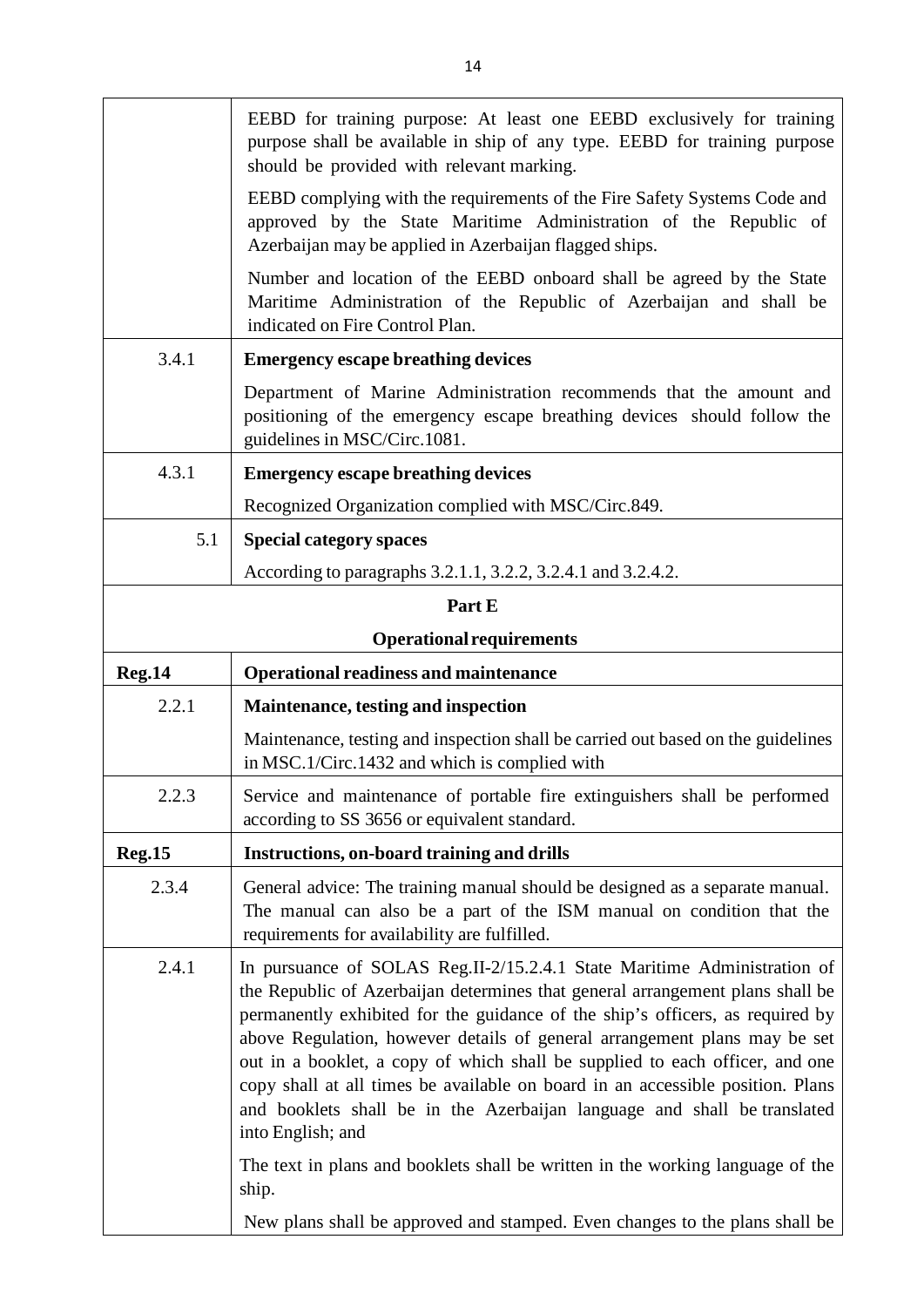| | |
|---|---|
| | EEBD for training purpose: At least one EEBD exclusively for training purpose shall be available in ship of any type. EEBD for training purpose should be provided with relevant marking.<br><br>EEBD complying with the requirements of the Fire Safety Systems Code and approved by the State Maritime Administration of the Republic of Azerbaijan may be applied in Azerbaijan flagged ships.<br><br>Number and location of the EEBD onboard shall be agreed by the State Maritime Administration of the Republic of Azerbaijan and shall be indicated on Fire Control Plan. |
| 3.4.1 | **Emergency escape breathing devices**<br><br>Department of Marine Administration recommends that the amount and positioning of the emergency escape breathing devices should follow the guidelines in MSC/Circ.1081. |
| 4.3.1 | **Emergency escape breathing devices**<br><br>Recognized Organization complied with MSC/Circ.849. |
| 5.1 | **Special category spaces**<br><br>According to paragraphs 3.2.1.1, 3.2.2, 3.2.4.1 and 3.2.4.2. |
| **Part E**<br><br>**Operational requirements** | |
| **Reg.14** | **Operational readiness and maintenance** |
| 2.2.1 | **Maintenance, testing and inspection**<br><br>Maintenance, testing and inspection shall be carried out based on the guidelines in MSC.1/Circ.1432 and which is complied with |
| 2.2.3 | Service and maintenance of portable fire extinguishers shall be performed according to SS 3656 or equivalent standard. |
| **Reg.15** | **Instructions, on-board training and drills** |
| 2.3.4 | General advice: The training manual should be designed as a separate manual. The manual can also be a part of the ISM manual on condition that the requirements for availability are fulfilled. |
| 2.4.1 | In pursuance of SOLAS Reg.II-2/15.2.4.1 State Maritime Administration of the Republic of Azerbaijan determines that general arrangement plans shall be permanently exhibited for the guidance of the ship's officers, as required by above Regulation, however details of general arrangement plans may be set out in a booklet, a copy of which shall be supplied to each officer, and one copy shall at all times be available on board in an accessible position. Plans and booklets shall be in the Azerbaijan language and shall be translated into English; and<br><br>The text in plans and booklets shall be written in the working language of the ship.<br><br>New plans shall be approved and stamped. Even changes to the plans shall be |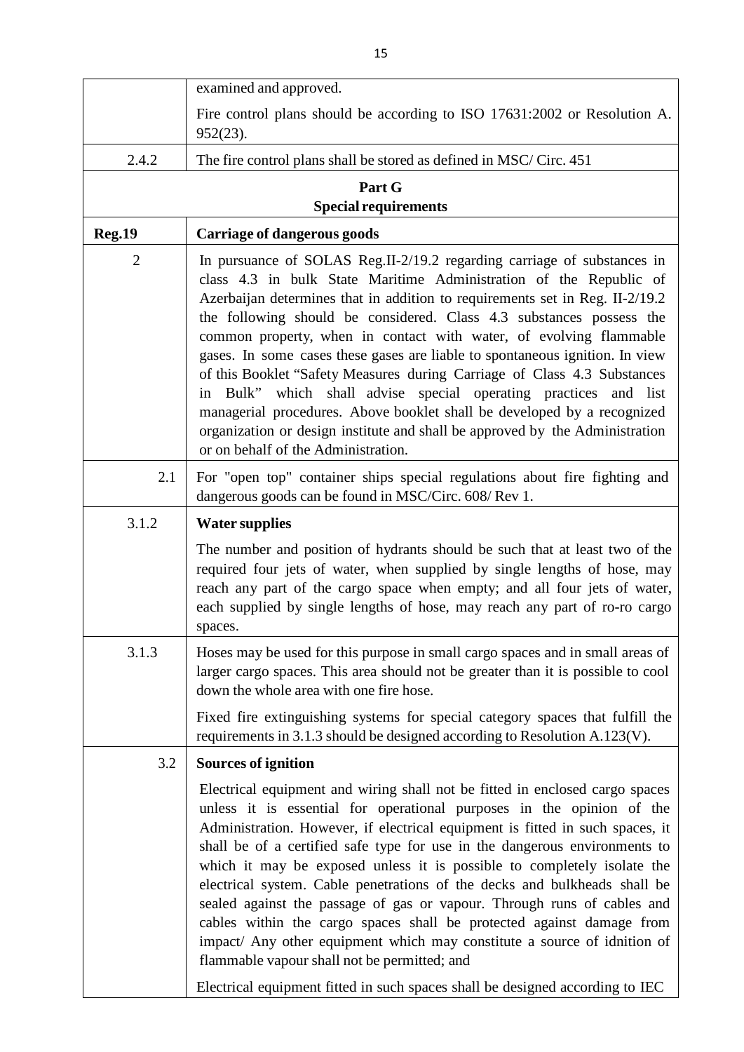| | |
|---|---|
| | examined and approved.<br><br>Fire control plans should be according to ISO 17631:2002 or Resolution A. 952(23). |
| 2.4.2 | The fire control plans shall be stored as defined in MSC/ Circ. 451 |
| **Part G**<br>**Special requirements** | |
| **Reg.19** | **Carriage of dangerous goods** |
| 2 | In pursuance of SOLAS Reg.II-2/19.2 regarding carriage of substances in class 4.3 in bulk State Maritime Administration of the Republic of Azerbaijan determines that in addition to requirements set in Reg. II-2/19.2 the following should be considered. Class 4.3 substances possess the common property, when in contact with water, of evolving flammable gases. In some cases these gases are liable to spontaneous ignition. In view of this Booklet "Safety Measures during Carriage of Class 4.3 Substances in Bulk" which shall advise special operating practices and list managerial procedures. Above booklet shall be developed by a recognized organization or design institute and shall be approved by the Administration or on behalf of the Administration. |
| 2.1 | For "open top" container ships special regulations about fire fighting and dangerous goods can be found in MSC/Circ. 608/ Rev 1. |
| 3.1.2 | **Water supplies**<br><br>The number and position of hydrants should be such that at least two of the required four jets of water, when supplied by single lengths of hose, may reach any part of the cargo space when empty; and all four jets of water, each supplied by single lengths of hose, may reach any part of ro-ro cargo spaces. |
| 3.1.3 | Hoses may be used for this purpose in small cargo spaces and in small areas of larger cargo spaces. This area should not be greater than it is possible to cool down the whole area with one fire hose.<br><br>Fixed fire extinguishing systems for special category spaces that fulfill the requirements in 3.1.3 should be designed according to Resolution A.123(V). |
| 3.2 | **Sources of ignition**<br><br>Electrical equipment and wiring shall not be fitted in enclosed cargo spaces unless it is essential for operational purposes in the opinion of the Administration. However, if electrical equipment is fitted in such spaces, it shall be of a certified safe type for use in the dangerous environments to which it may be exposed unless it is possible to completely isolate the electrical system. Cable penetrations of the decks and bulkheads shall be sealed against the passage of gas or vapour. Through runs of cables and cables within the cargo spaces shall be protected against damage from impact/ Any other equipment which may constitute a source of idnition of flammable vapour shall not be permitted; and<br><br>Electrical equipment fitted in such spaces shall be designed according to IEC |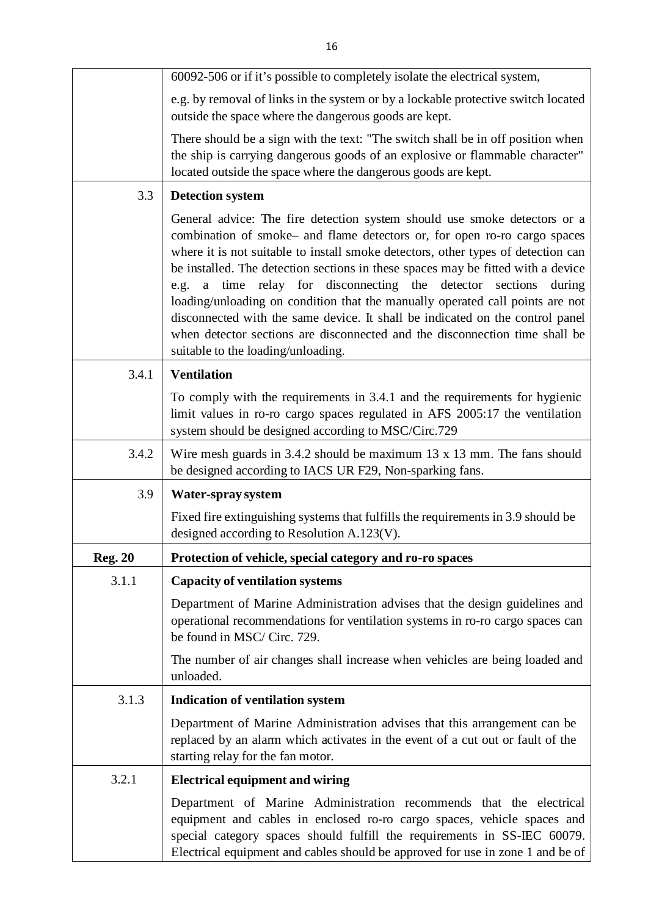| | |
|---|---|
| | 60092-506 or if it's possible to completely isolate the electrical system,<br><br>e.g. by removal of links in the system or by a lockable protective switch located outside the space where the dangerous goods are kept.<br><br>There should be a sign with the text: "The switch shall be in off position when the ship is carrying dangerous goods of an explosive or flammable character" located outside the space where the dangerous goods are kept. |
| 3.3 | **Detection system**<br><br>General advice: The fire detection system should use smoke detectors or a combination of smoke– and flame detectors or, for open ro-ro cargo spaces where it is not suitable to install smoke detectors, other types of detection can be installed. The detection sections in these spaces may be fitted with a device e.g. a time relay for disconnecting the detector sections during loading/unloading on condition that the manually operated call points are not disconnected with the same device. It shall be indicated on the control panel when detector sections are disconnected and the disconnection time shall be suitable to the loading/unloading. |
| 3.4.1 | **Ventilation**<br><br>To comply with the requirements in 3.4.1 and the requirements for hygienic limit values in ro-ro cargo spaces regulated in AFS 2005:17 the ventilation system should be designed according to MSC/Circ.729 |
| 3.4.2 | Wire mesh guards in 3.4.2 should be maximum 13 x 13 mm. The fans should be designed according to IACS UR F29, Non-sparking fans. |
| 3.9 | **Water-spray system**<br><br>Fixed fire extinguishing systems that fulfills the requirements in 3.9 should be designed according to Resolution A.123(V). |
| **Reg. 20** | **Protection of vehicle, special category and ro-ro spaces** |
| 3.1.1 | **Capacity of ventilation systems**<br><br>Department of Marine Administration advises that the design guidelines and operational recommendations for ventilation systems in ro-ro cargo spaces can be found in MSC/ Circ. 729.<br><br>The number of air changes shall increase when vehicles are being loaded and unloaded. |
| 3.1.3 | **Indication of ventilation system**<br><br>Department of Marine Administration advises that this arrangement can be replaced by an alarm which activates in the event of a cut out or fault of the starting relay for the fan motor. |
| 3.2.1 | **Electrical equipment and wiring**<br><br>Department of Marine Administration recommends that the electrical equipment and cables in enclosed ro-ro cargo spaces, vehicle spaces and special category spaces should fulfill the requirements in SS-IEC 60079. Electrical equipment and cables should be approved for use in zone 1 and be of |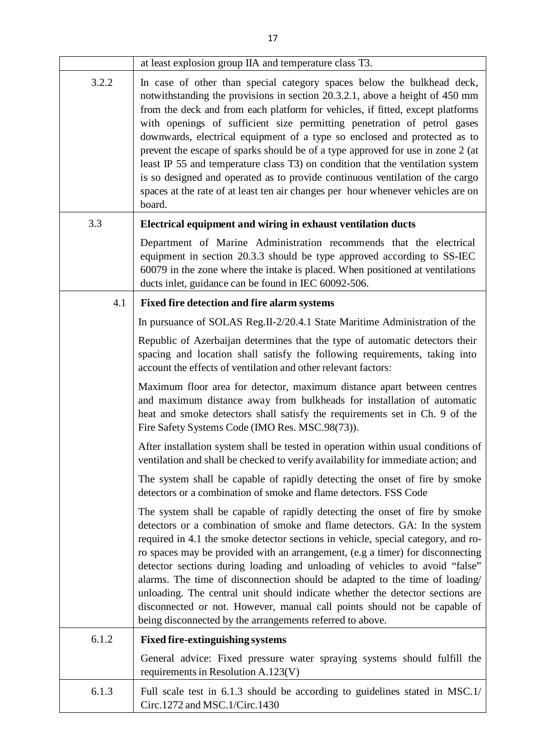| | |
|---|---|
| | at least explosion group IIA and temperature class T3. |
| 3.2.2 | In case of other than special category spaces below the bulkhead deck, notwithstanding the provisions in section 20.3.2.1, above a height of 450 mm from the deck and from each platform for vehicles, if fitted, except platforms with openings of sufficient size permitting penetration of petrol gases downwards, electrical equipment of a type so enclosed and protected as to prevent the escape of sparks should be of a type approved for use in zone 2 (at least IP 55 and temperature class T3) on condition that the ventilation system is so designed and operated as to provide continuous ventilation of the cargo spaces at the rate of at least ten air changes per hour whenever vehicles are on board. |
| 3.3 | **Electrical equipment and wiring in exhaust ventilation ducts**<br><br>Department of Marine Administration recommends that the electrical equipment in section 20.3.3 should be type approved according to SS-IEC 60079 in the zone where the intake is placed. When positioned at ventilations ducts inlet, guidance can be found in IEC 60092-506. |
| 4.1 | **Fixed fire detection and fire alarm systems**<br><br>In pursuance of SOLAS Reg.II-2/20.4.1 State Maritime Administration of the<br><br>Republic of Azerbaijan determines that the type of automatic detectors their spacing and location shall satisfy the following requirements, taking into account the effects of ventilation and other relevant factors:<br><br>Maximum floor area for detector, maximum distance apart between centres and maximum distance away from bulkheads for installation of automatic heat and smoke detectors shall satisfy the requirements set in Ch. 9 of the Fire Safety Systems Code (IMO Res. MSC.98(73)).<br><br>After installation system shall be tested in operation within usual conditions of ventilation and shall be checked to verify availability for immediate action; and<br><br>The system shall be capable of rapidly detecting the onset of fire by smoke detectors or a combination of smoke and flame detectors. FSS Code<br><br>The system shall be capable of rapidly detecting the onset of fire by smoke detectors or a combination of smoke and flame detectors. GA: In the system required in 4.1 the smoke detector sections in vehicle, special category, and ro-ro spaces may be provided with an arrangement, (e.g a timer) for disconnecting detector sections during loading and unloading of vehicles to avoid "false" alarms. The time of disconnection should be adapted to the time of loading/ unloading. The central unit should indicate whether the detector sections are disconnected or not. However, manual call points should not be capable of being disconnected by the arrangements referred to above. |
| 6.1.2 | **Fixed fire-extinguishing systems**<br><br>General advice: Fixed pressure water spraying systems should fulfill the requirements in Resolution A.123(V) |
| 6.1.3 | Full scale test in 6.1.3 should be according to guidelines stated in MSC.1/ Circ.1272 and MSC.1/Circ.1430 |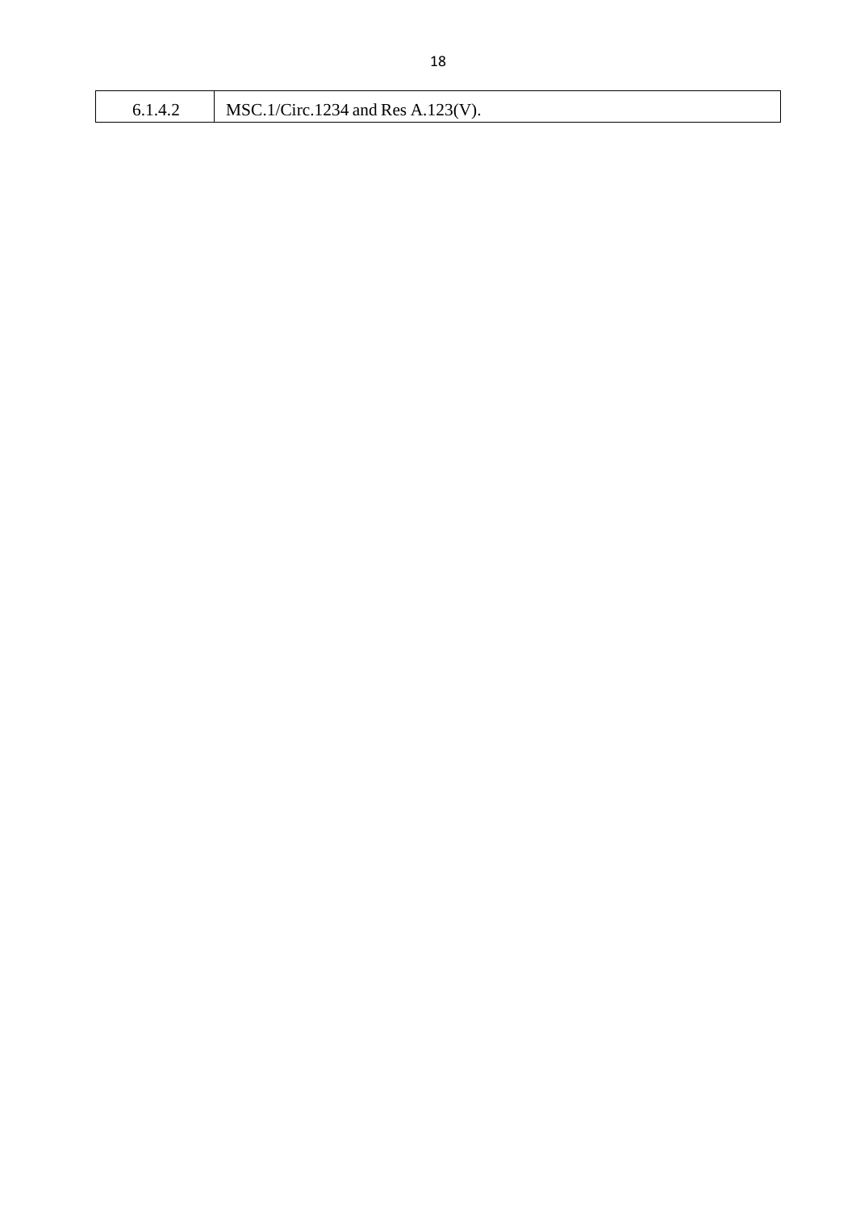| | |
|---|---|
| 6.1.4.2 | MSC.1/Circ.1234 and Res A.123(V). |